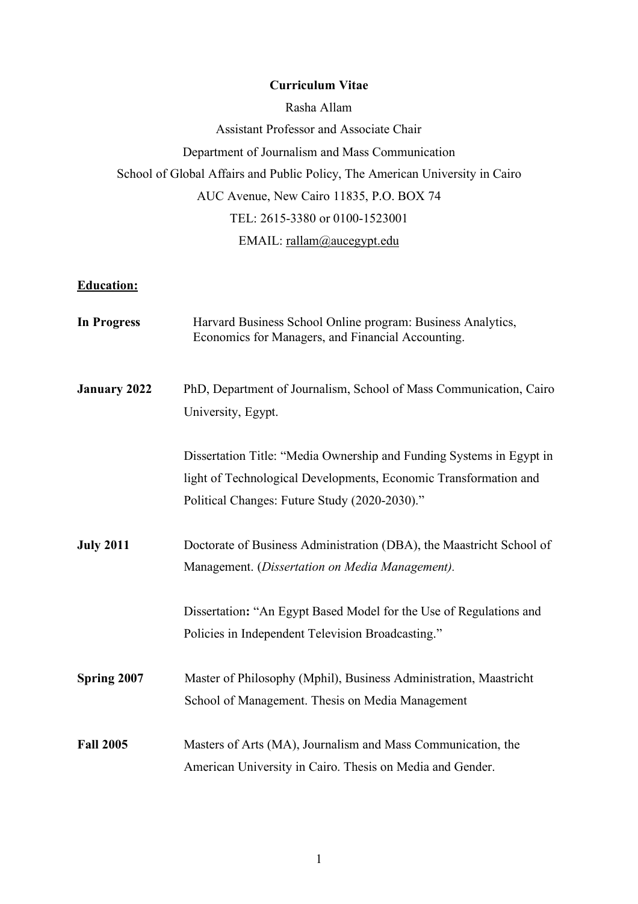**Curriculum Vitae**

Rasha Allam

Assistant Professor and Associate Chair

Department of Journalism and Mass Communication

School of Global Affairs and Public Policy, The American University in Cairo

AUC Avenue, New Cairo 11835, P.O. BOX 74

TEL: 2615-3380 or 0100-1523001

EMAIL: rallam@aucegypt.edu

**Education:**

**In Progress** Harvard Business School Online program: Business Analytics, Economics for Managers, and Financial Accounting.

**January 2022** PhD, Department of Journalism, School of Mass Communication, Cairo University, Egypt.

Dissertation Title: "Media Ownership and Funding Systems in Egypt in light of Technological Developments, Economic Transformation and Political Changes: Future Study (2020-2030)."

**July 2011** Doctorate of Business Administration (DBA), the Maastricht School of Management. (*Dissertation on Media Management).*

Dissertation**:** "An Egypt Based Model for the Use of Regulations and Policies in Independent Television Broadcasting."

**Spring 2007** Master of Philosophy (Mphil), Business Administration, Maastricht School of Management. Thesis on Media Management

**Fall 2005** Masters of Arts (MA), Journalism and Mass Communication, the American University in Cairo. Thesis on Media and Gender.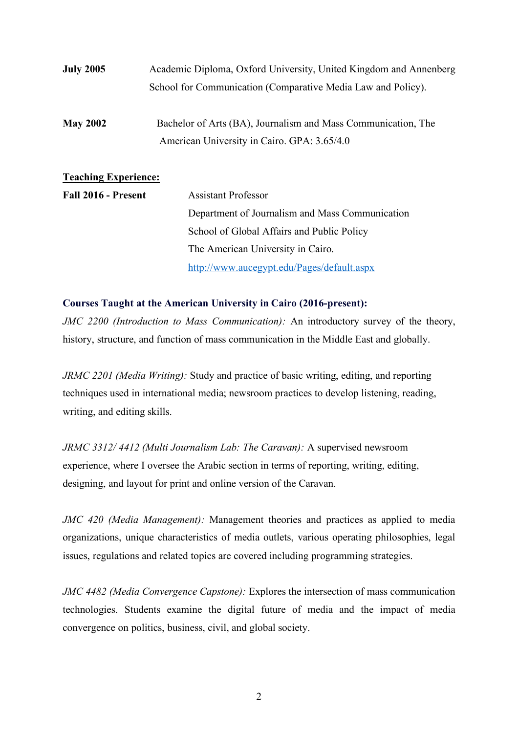**July 2005** Academic Diploma, Oxford University, United Kingdom and Annenberg School for Communication (Comparative Media Law and Policy).

**May 2002** Bachelor of Arts (BA), Journalism and Mass Communication, The American University in Cairo. GPA: 3.65/4.0

**Teaching Experience:**

**Fall 2016 - Present** Assistant Professor
Department of Journalism and Mass Communication
School of Global Affairs and Public Policy
The American University in Cairo.
http://www.aucegypt.edu/Pages/default.aspx

**Courses Taught at the American University in Cairo (2016-present):**

*JMC 2200 (Introduction to Mass Communication):* An introductory survey of the theory, history, structure, and function of mass communication in the Middle East and globally.

*JRMC 2201 (Media Writing):* Study and practice of basic writing, editing, and reporting techniques used in international media; newsroom practices to develop listening, reading, writing, and editing skills.

*JRMC 3312/ 4412 (Multi Journalism Lab: The Caravan):* A supervised newsroom experience, where I oversee the Arabic section in terms of reporting, writing, editing, designing, and layout for print and online version of the Caravan.

*JMC 420 (Media Management):* Management theories and practices as applied to media organizations, unique characteristics of media outlets, various operating philosophies, legal issues, regulations and related topics are covered including programming strategies.

*JMC 4482 (Media Convergence Capstone):* Explores the intersection of mass communication technologies. Students examine the digital future of media and the impact of media convergence on politics, business, civil, and global society.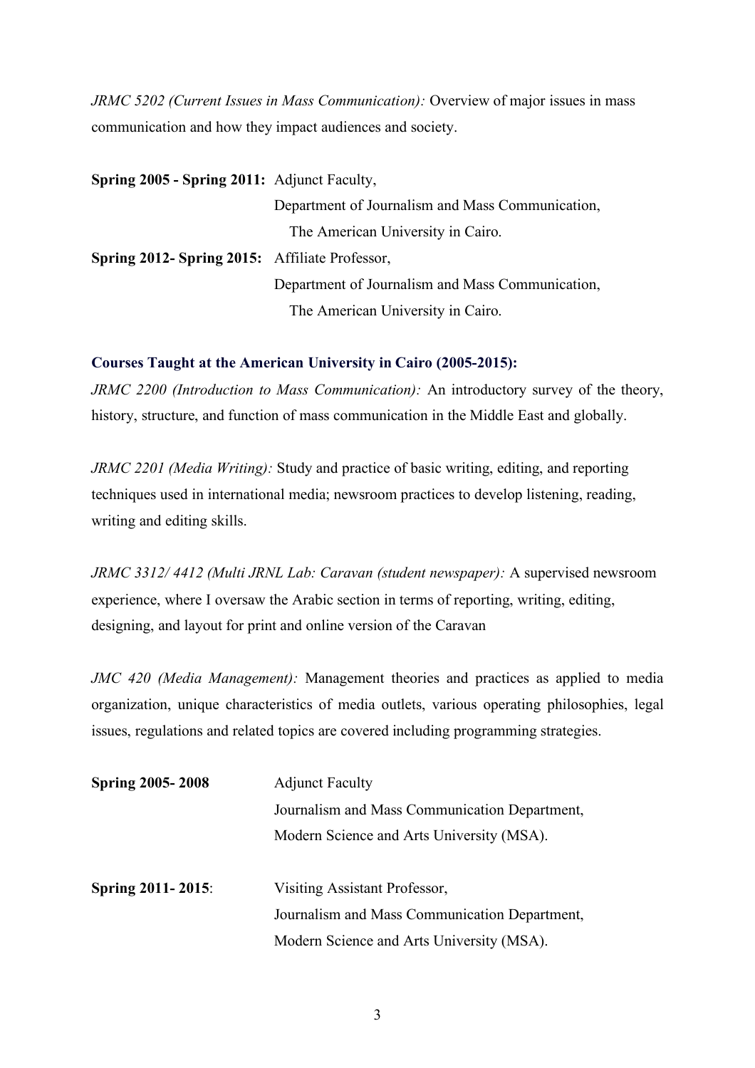*JRMC 5202 (Current Issues in Mass Communication):* Overview of major issues in mass communication and how they impact audiences and society.

**Spring 2005 - Spring 2011:** Adjunct Faculty,
Department of Journalism and Mass Communication,
The American University in Cairo.

**Spring 2012- Spring 2015:** Affiliate Professor,
Department of Journalism and Mass Communication,
The American University in Cairo.

**Courses Taught at the American University in Cairo (2005-2015):**

*JRMC 2200 (Introduction to Mass Communication):* An introductory survey of the theory, history, structure, and function of mass communication in the Middle East and globally.

*JRMC 2201 (Media Writing):* Study and practice of basic writing, editing, and reporting techniques used in international media; newsroom practices to develop listening, reading, writing and editing skills.

*JRMC 3312/ 4412 (Multi JRNL Lab: Caravan (student newspaper):* A supervised newsroom experience, where I oversaw the Arabic section in terms of reporting, writing, editing, designing, and layout for print and online version of the Caravan

*JMC 420 (Media Management):* Management theories and practices as applied to media organization, unique characteristics of media outlets, various operating philosophies, legal issues, regulations and related topics are covered including programming strategies.

**Spring 2005- 2008** Adjunct Faculty
Journalism and Mass Communication Department,
Modern Science and Arts University (MSA).

**Spring 2011- 2015**: Visiting Assistant Professor,
Journalism and Mass Communication Department,
Modern Science and Arts University (MSA).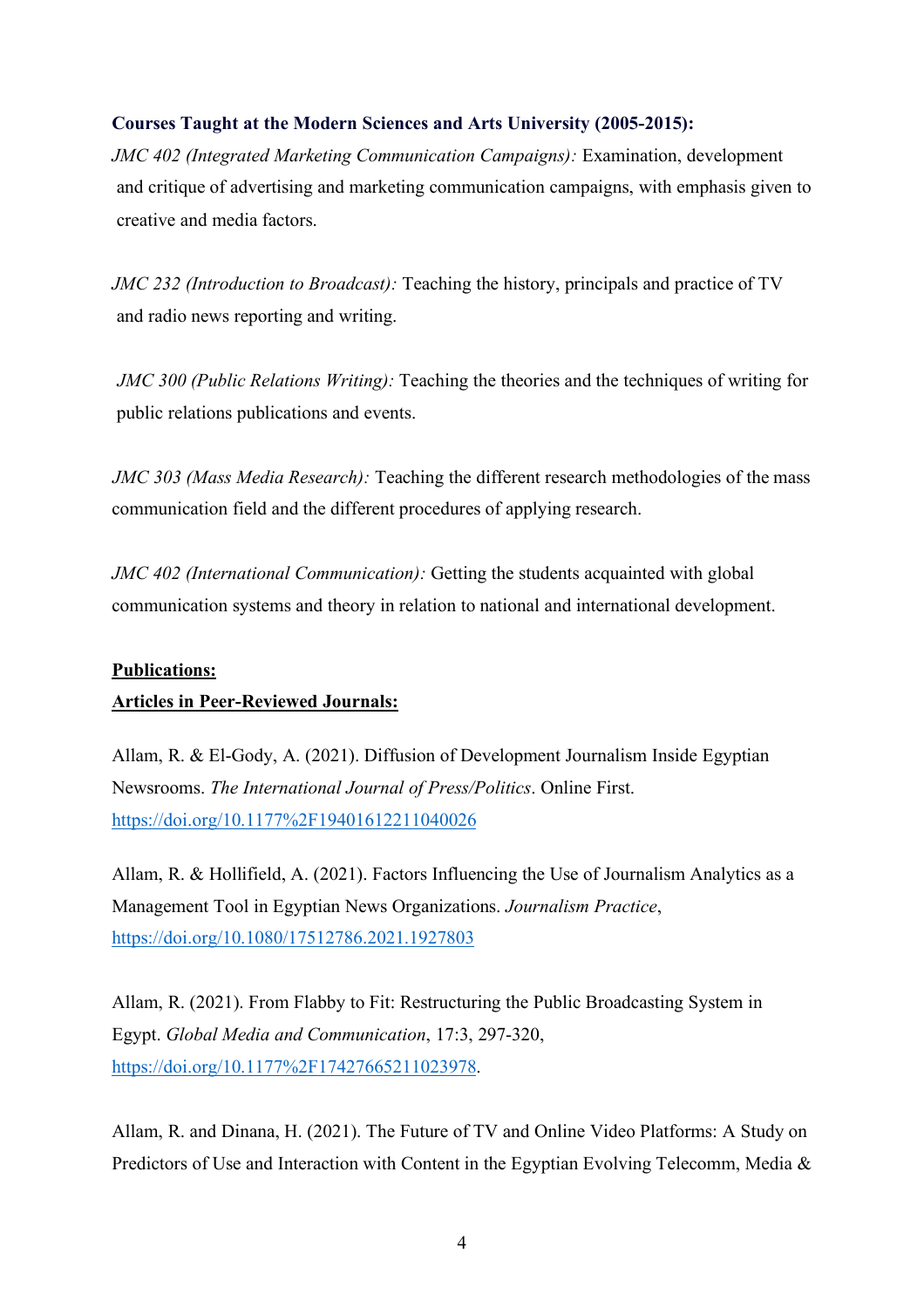**Courses Taught at the Modern Sciences and Arts University (2005-2015):**

*JMC 402 (Integrated Marketing Communication Campaigns):* Examination, development and critique of advertising and marketing communication campaigns, with emphasis given to creative and media factors.

*JMC 232 (Introduction to Broadcast):* Teaching the history, principals and practice of TV and radio news reporting and writing.

*JMC 300 (Public Relations Writing):* Teaching the theories and the techniques of writing for public relations publications and events.

*JMC 303 (Mass Media Research):* Teaching the different research methodologies of the mass communication field and the different procedures of applying research.

*JMC 402 (International Communication):* Getting the students acquainted with global communication systems and theory in relation to national and international development.

**Publications:**

**Articles in Peer-Reviewed Journals:**

Allam, R. & El-Gody, A. (2021). Diffusion of Development Journalism Inside Egyptian Newsrooms. *The International Journal of Press/Politics*. Online First. https://doi.org/10.1177%2F19401612211040026

Allam, R. & Hollifield, A. (2021). Factors Influencing the Use of Journalism Analytics as a Management Tool in Egyptian News Organizations. *Journalism Practice*, https://doi.org/10.1080/17512786.2021.1927803

Allam, R. (2021). From Flabby to Fit: Restructuring the Public Broadcasting System in Egypt. *Global Media and Communication*, 17:3, 297-320, https://doi.org/10.1177%2F17427665211023978.

Allam, R. and Dinana, H. (2021). The Future of TV and Online Video Platforms: A Study on Predictors of Use and Interaction with Content in the Egyptian Evolving Telecomm, Media &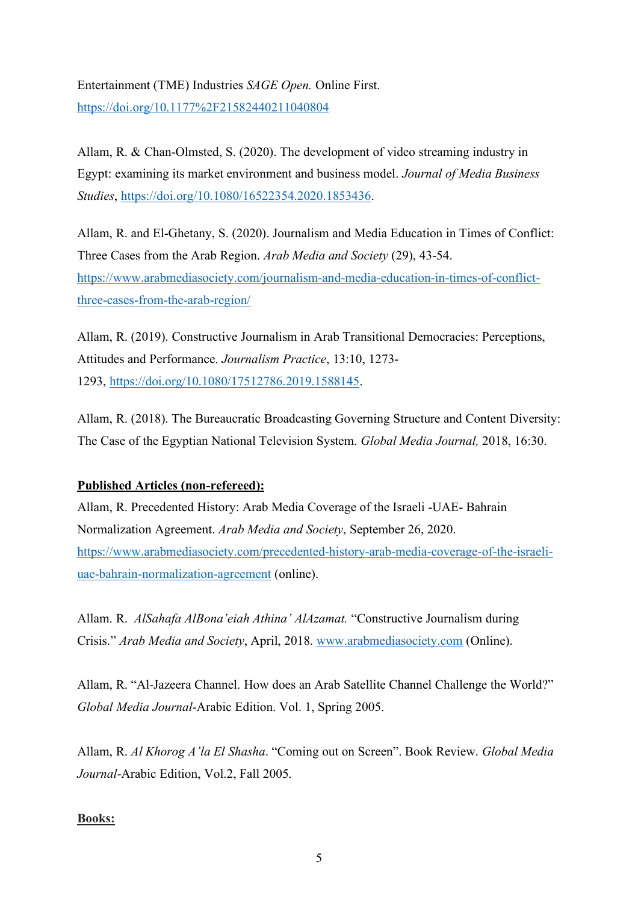Entertainment (TME) Industries *SAGE Open.* Online First. https://doi.org/10.1177%2F21582440211040804

Allam, R. & Chan-Olmsted, S. (2020). The development of video streaming industry in Egypt: examining its market environment and business model. *Journal of Media Business Studies*, https://doi.org/10.1080/16522354.2020.1853436.

Allam, R. and El-Ghetany, S. (2020). Journalism and Media Education in Times of Conflict: Three Cases from the Arab Region. *Arab Media and Society* (29), 43-54. https://www.arabmediasociety.com/journalism-and-media-education-in-times-of-conflict-three-cases-from-the-arab-region/

Allam, R. (2019). Constructive Journalism in Arab Transitional Democracies: Perceptions, Attitudes and Performance. *Journalism Practice*, 13:10, 1273-1293, https://doi.org/10.1080/17512786.2019.1588145.

Allam, R. (2018). The Bureaucratic Broadcasting Governing Structure and Content Diversity: The Case of the Egyptian National Television System. *Global Media Journal,* 2018, 16:30.

**Published Articles (non-refereed):**

Allam, R. Precedented History: Arab Media Coverage of the Israeli -UAE- Bahrain Normalization Agreement. *Arab Media and Society*, September 26, 2020. https://www.arabmediasociety.com/precedented-history-arab-media-coverage-of-the-israeli-uae-bahrain-normalization-agreement (online).

Allam. R. *AlSahafa AlBona'eiah Athina' AlAzamat.* "Constructive Journalism during Crisis." *Arab Media and Society*, April, 2018. www.arabmediasociety.com (Online).

Allam, R. "Al-Jazeera Channel. How does an Arab Satellite Channel Challenge the World?" *Global Media Journal*-Arabic Edition. Vol. 1, Spring 2005.

Allam, R. *Al Khorog A'la El Shasha*. "Coming out on Screen". Book Review. *Global Media Journal*-Arabic Edition, Vol.2, Fall 2005.

**Books:**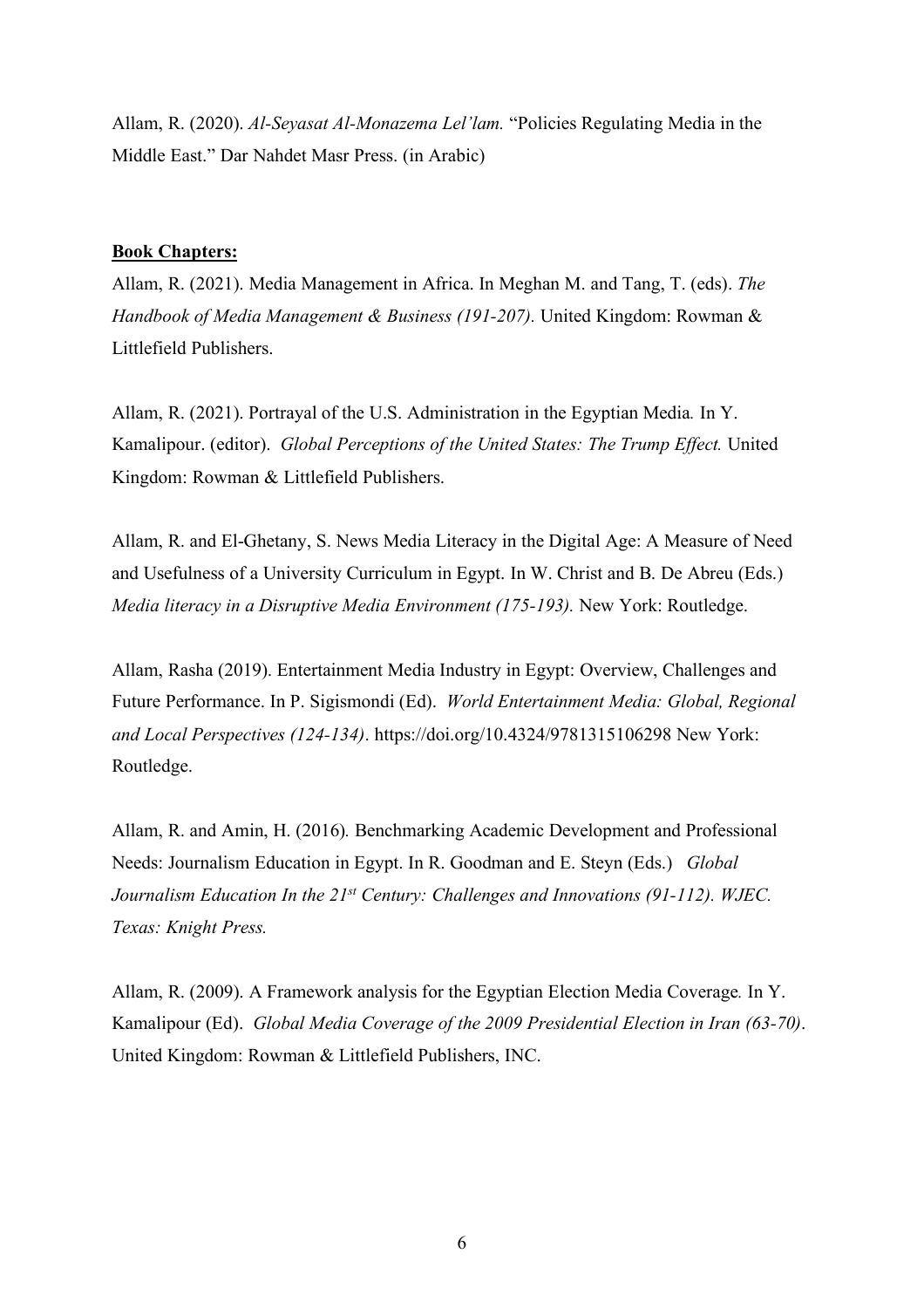Allam, R. (2020). *Al-Seyasat Al-Monazema Lel'lam.* "Policies Regulating Media in the Middle East." Dar Nahdet Masr Press. (in Arabic)

**Book Chapters:**

Allam, R. (2021). Media Management in Africa. In Meghan M. and Tang, T. (eds). *The Handbook of Media Management & Business (191-207).* United Kingdom: Rowman & Littlefield Publishers.

Allam, R. (2021). Portrayal of the U.S. Administration in the Egyptian Media. In Y. Kamalipour. (editor). *Global Perceptions of the United States: The Trump Effect.* United Kingdom: Rowman & Littlefield Publishers.

Allam, R. and El-Ghetany, S. News Media Literacy in the Digital Age: A Measure of Need and Usefulness of a University Curriculum in Egypt. In W. Christ and B. De Abreu (Eds.) *Media literacy in a Disruptive Media Environment (175-193).* New York: Routledge.

Allam, Rasha (2019). Entertainment Media Industry in Egypt: Overview, Challenges and Future Performance. In P. Sigismondi (Ed). *World Entertainment Media: Global, Regional and Local Perspectives (124-134)*. https://doi.org/10.4324/9781315106298 New York: Routledge.

Allam, R. and Amin, H. (2016). Benchmarking Academic Development and Professional Needs: Journalism Education in Egypt. In R. Goodman and E. Steyn (Eds.) *Global Journalism Education In the 21st Century: Challenges and Innovations (91-112). WJEC. Texas: Knight Press.*

Allam, R. (2009). A Framework analysis for the Egyptian Election Media Coverage. In Y. Kamalipour (Ed). *Global Media Coverage of the 2009 Presidential Election in Iran (63-70)*. United Kingdom: Rowman & Littlefield Publishers, INC.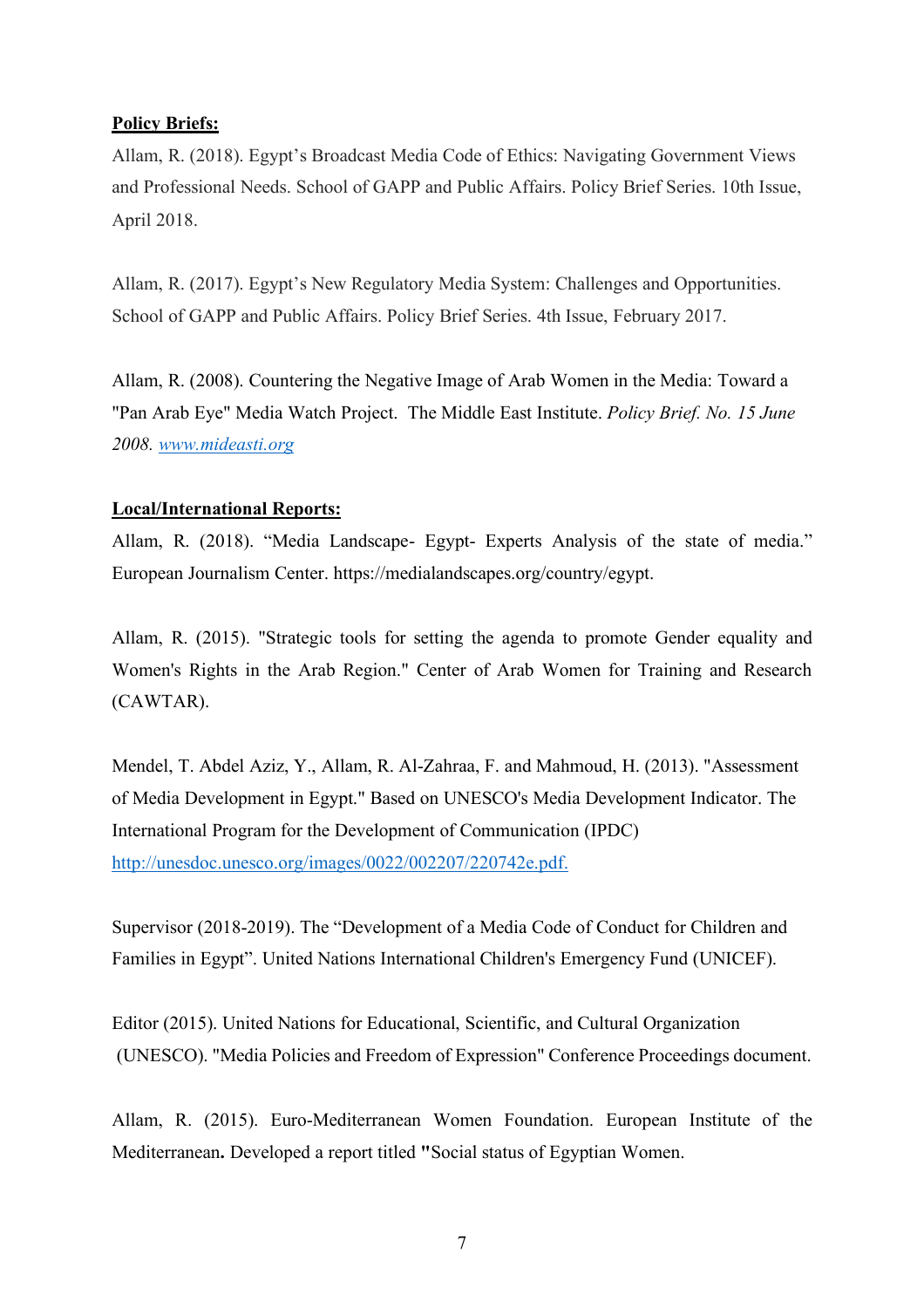**Policy Briefs:**

Allam, R. (2018). Egypt's Broadcast Media Code of Ethics: Navigating Government Views and Professional Needs. School of GAPP and Public Affairs. Policy Brief Series. 10th Issue, April 2018.

Allam, R. (2017). Egypt's New Regulatory Media System: Challenges and Opportunities. School of GAPP and Public Affairs. Policy Brief Series. 4th Issue, February 2017.

Allam, R. (2008). Countering the Negative Image of Arab Women in the Media: Toward a "Pan Arab Eye" Media Watch Project. The Middle East Institute. *Policy Brief. No. 15 June 2008.* [www.mideasti.org](http://www.mideasti.org)

**Local/International Reports:**

Allam, R. (2018). "Media Landscape- Egypt- Experts Analysis of the state of media." European Journalism Center. https://medialandscapes.org/country/egypt.

Allam, R. (2015). "Strategic tools for setting the agenda to promote Gender equality and Women's Rights in the Arab Region." Center of Arab Women for Training and Research (CAWTAR).

Mendel, T. Abdel Aziz, Y., Allam, R. Al-Zahraa, F. and Mahmoud, H. (2013). "Assessment of Media Development in Egypt." Based on UNESCO's Media Development Indicator. The International Program for the Development of Communication (IPDC) [http://unesdoc.unesco.org/images/0022/002207/220742e.pdf.](http://unesdoc.unesco.org/images/0022/002207/220742e.pdf)

Supervisor (2018-2019). The "Development of a Media Code of Conduct for Children and Families in Egypt". United Nations International Children's Emergency Fund (UNICEF).

Editor (2015). United Nations for Educational, Scientific, and Cultural Organization (UNESCO). "Media Policies and Freedom of Expression" Conference Proceedings document.

Allam, R. (2015). Euro-Mediterranean Women Foundation. European Institute of the Mediterranean**.** Developed a report titled **"**Social status of Egyptian Women.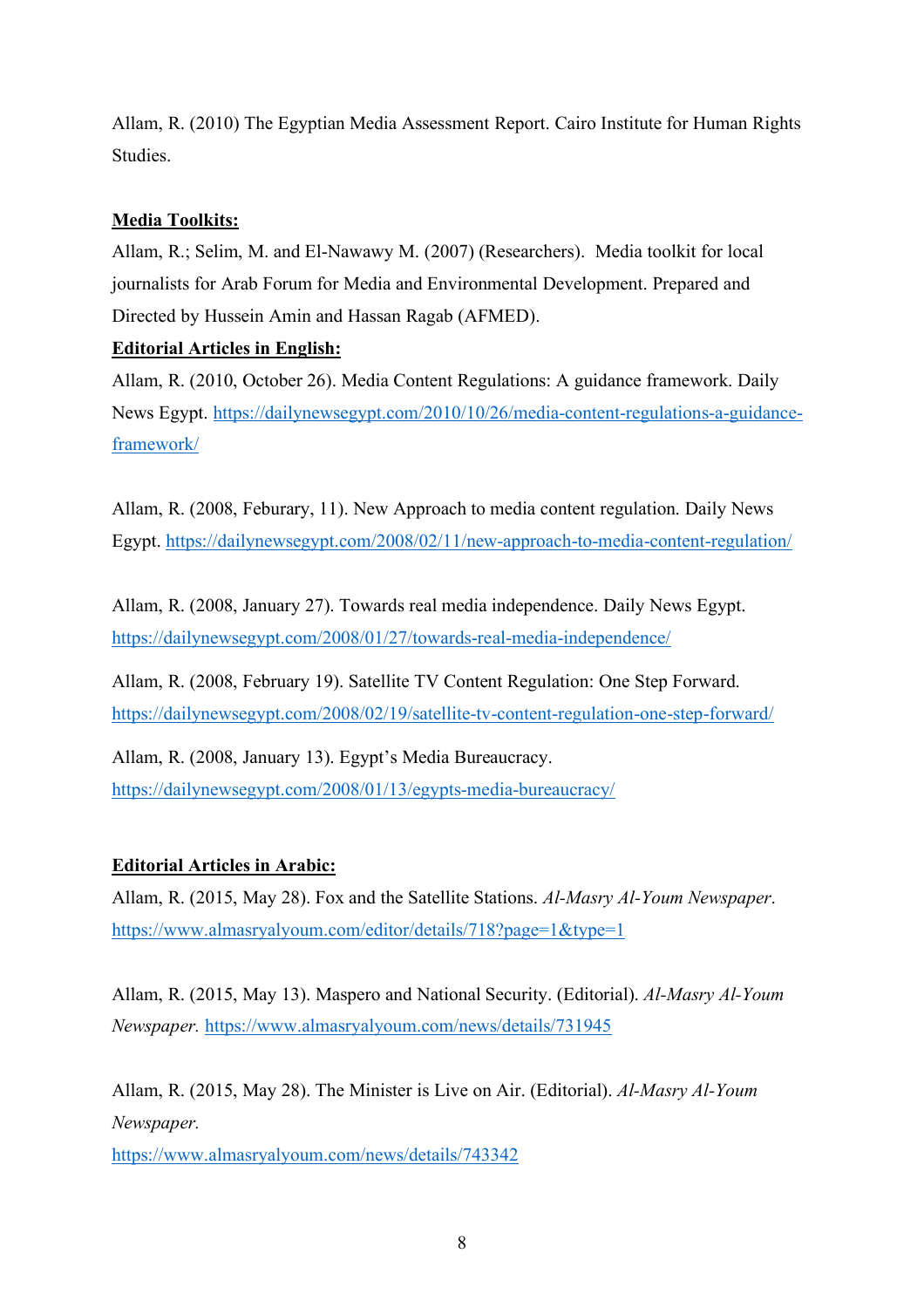Allam, R. (2010) The Egyptian Media Assessment Report. Cairo Institute for Human Rights Studies.

**Media Toolkits:**

Allam, R.; Selim, M. and El-Nawawy M. (2007) (Researchers). Media toolkit for local journalists for Arab Forum for Media and Environmental Development. Prepared and Directed by Hussein Amin and Hassan Ragab (AFMED).

**Editorial Articles in English:**

Allam, R. (2010, October 26). Media Content Regulations: A guidance framework. Daily News Egypt. https://dailynewsegypt.com/2010/10/26/media-content-regulations-a-guidance-framework/

Allam, R. (2008, Feburary, 11). New Approach to media content regulation. Daily News Egypt. https://dailynewsegypt.com/2008/02/11/new-approach-to-media-content-regulation/

Allam, R. (2008, January 27). Towards real media independence. Daily News Egypt. https://dailynewsegypt.com/2008/01/27/towards-real-media-independence/

Allam, R. (2008, February 19). Satellite TV Content Regulation: One Step Forward. https://dailynewsegypt.com/2008/02/19/satellite-tv-content-regulation-one-step-forward/

Allam, R. (2008, January 13). Egypt's Media Bureaucracy. https://dailynewsegypt.com/2008/01/13/egypts-media-bureaucracy/

**Editorial Articles in Arabic:**

Allam, R. (2015, May 28). Fox and the Satellite Stations. *Al-Masry Al-Youm Newspaper*. https://www.almasryalyoum.com/editor/details/718?page=1&type=1

Allam, R. (2015, May 13). Maspero and National Security. (Editorial). *Al-Masry Al-Youm Newspaper.* https://www.almasryalyoum.com/news/details/731945

Allam, R. (2015, May 28). The Minister is Live on Air. (Editorial). *Al-Masry Al-Youm Newspaper.* https://www.almasryalyoum.com/news/details/743342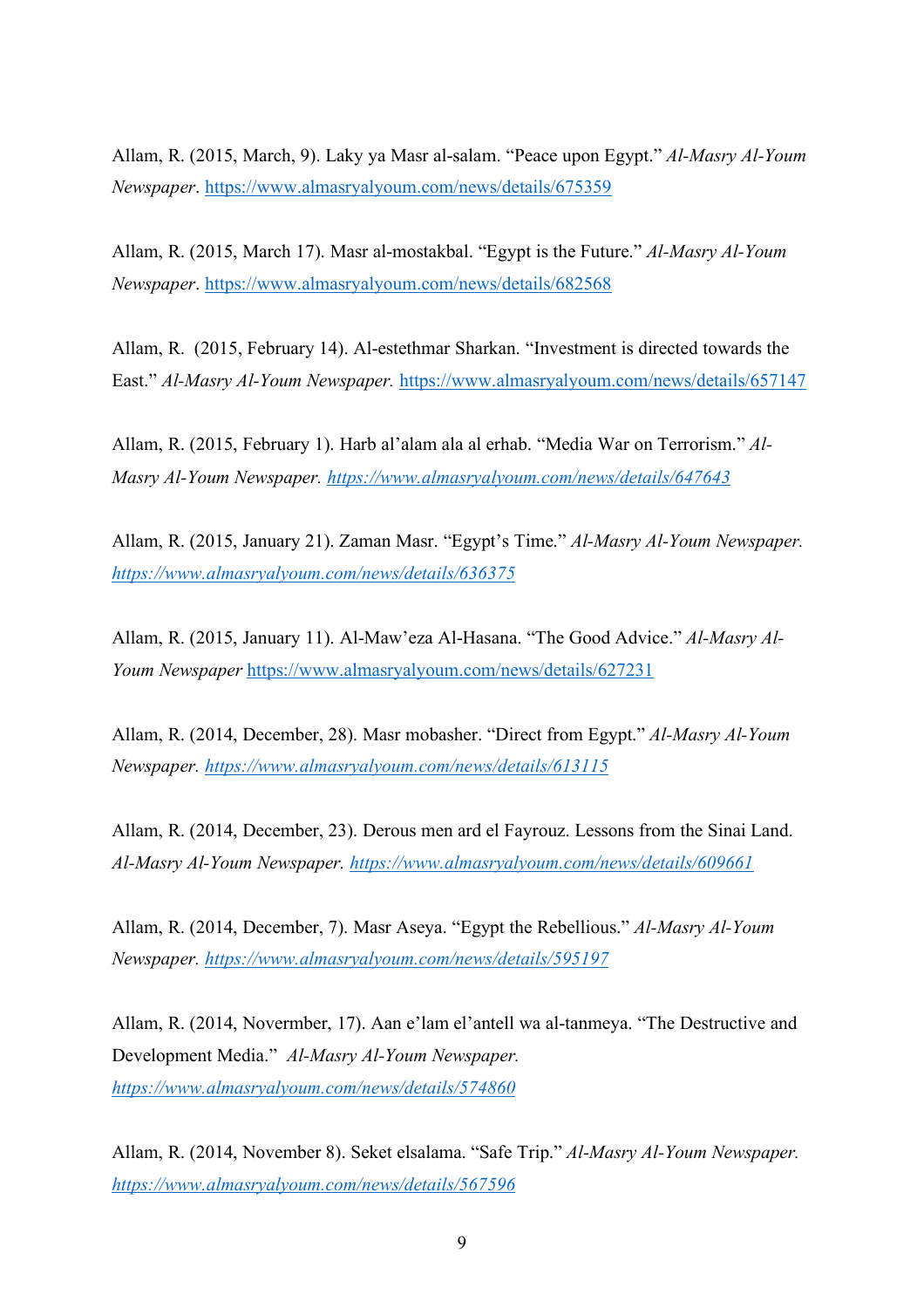Allam, R. (2015, March, 9). Laky ya Masr al-salam. "Peace upon Egypt." *Al-Masry Al-Youm Newspaper*. https://www.almasryalyoum.com/news/details/675359

Allam, R. (2015, March 17). Masr al-mostakbal. "Egypt is the Future." *Al-Masry Al-Youm Newspaper*. https://www.almasryalyoum.com/news/details/682568

Allam, R. (2015, February 14). Al-estethmar Sharkan. "Investment is directed towards the East." *Al-Masry Al-Youm Newspaper.* https://www.almasryalyoum.com/news/details/657147

Allam, R. (2015, February 1). Harb al'alam ala al erhab. "Media War on Terrorism." *Al-Masry Al-Youm Newspaper. https://www.almasryalyoum.com/news/details/647643*

Allam, R. (2015, January 21). Zaman Masr. "Egypt's Time." *Al-Masry Al-Youm Newspaper. https://www.almasryalyoum.com/news/details/636375*

Allam, R. (2015, January 11). Al-Maw'eza Al-Hasana. "The Good Advice." *Al-Masry Al-Youm Newspaper* https://www.almasryalyoum.com/news/details/627231

Allam, R. (2014, December, 28). Masr mobasher. "Direct from Egypt." *Al-Masry Al-Youm Newspaper. https://www.almasryalyoum.com/news/details/613115*

Allam, R. (2014, December, 23). Derous men ard el Fayrouz. Lessons from the Sinai Land. *Al-Masry Al-Youm Newspaper. https://www.almasryalyoum.com/news/details/609661*

Allam, R. (2014, December, 7). Masr Aseya. "Egypt the Rebellious." *Al-Masry Al-Youm Newspaper. https://www.almasryalyoum.com/news/details/595197*

Allam, R. (2014, Novermber, 17). Aan e'lam el'antell wa al-tanmeya. "The Destructive and Development Media." *Al-Masry Al-Youm Newspaper. https://www.almasryalyoum.com/news/details/574860*

Allam, R. (2014, November 8). Seket elsalama. "Safe Trip." *Al-Masry Al-Youm Newspaper. https://www.almasryalyoum.com/news/details/567596*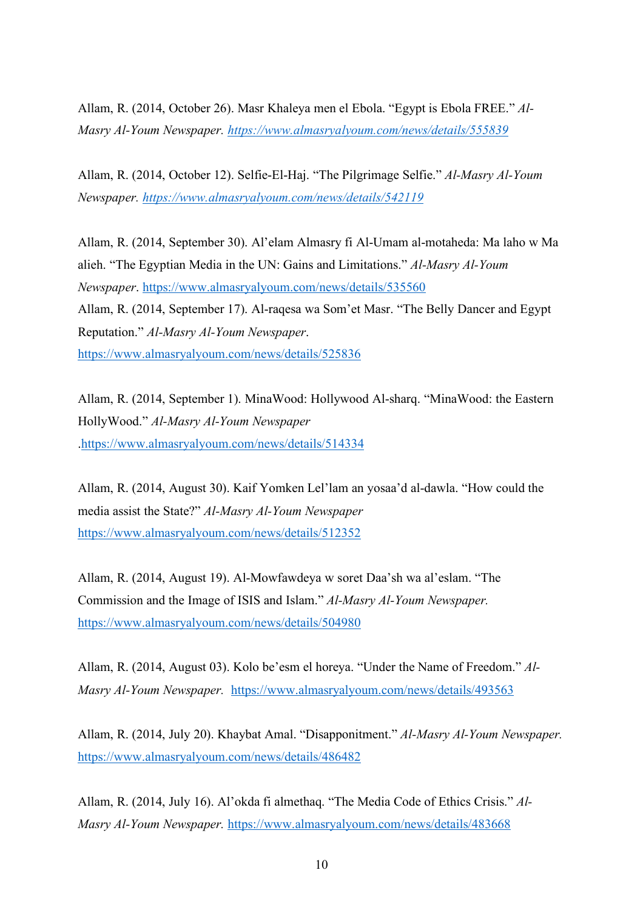Allam, R. (2014, October 26). Masr Khaleya men el Ebola. “Egypt is Ebola FREE.” *Al-Masry Al-Youm Newspaper.* https://www.almasryalyoum.com/news/details/555839

Allam, R. (2014, October 12). Selfie-El-Haj. “The Pilgrimage Selfie.” *Al-Masry Al-Youm Newspaper.* https://www.almasryalyoum.com/news/details/542119

Allam, R. (2014, September 30). Al’elam Almasry fi Al-Umam al-motaheda: Ma laho w Ma alieh. “The Egyptian Media in the UN: Gains and Limitations.” *Al-Masry Al-Youm Newspaper*. https://www.almasryalyoum.com/news/details/535560

Allam, R. (2014, September 17). Al-raqesa wa Som’et Masr. “The Belly Dancer and Egypt Reputation.” *Al-Masry Al-Youm Newspaper*. https://www.almasryalyoum.com/news/details/525836

Allam, R. (2014, September 1). MinaWood: Hollywood Al-sharq. “MinaWood: the Eastern HollyWood.” *Al-Masry Al-Youm Newspaper* .https://www.almasryalyoum.com/news/details/514334

Allam, R. (2014, August 30). Kaif Yomken Lel’lam an yosaa’d al-dawla. “How could the media assist the State?” *Al-Masry Al-Youm Newspaper* https://www.almasryalyoum.com/news/details/512352

Allam, R. (2014, August 19). Al-Mowfawdeya w soret Daa’sh wa al’eslam. “The Commission and the Image of ISIS and Islam.” *Al-Masry Al-Youm Newspaper.* https://www.almasryalyoum.com/news/details/504980

Allam, R. (2014, August 03). Kolo be’esm el horeya. “Under the Name of Freedom.” *Al-Masry Al-Youm Newspaper.* https://www.almasryalyoum.com/news/details/493563

Allam, R. (2014, July 20). Khaybat Amal. “Disapponitment.” *Al-Masry Al-Youm Newspaper.* https://www.almasryalyoum.com/news/details/486482

Allam, R. (2014, July 16). Al’okda fi almethaq. “The Media Code of Ethics Crisis.” *Al-Masry Al-Youm Newspaper.* https://www.almasryalyoum.com/news/details/483668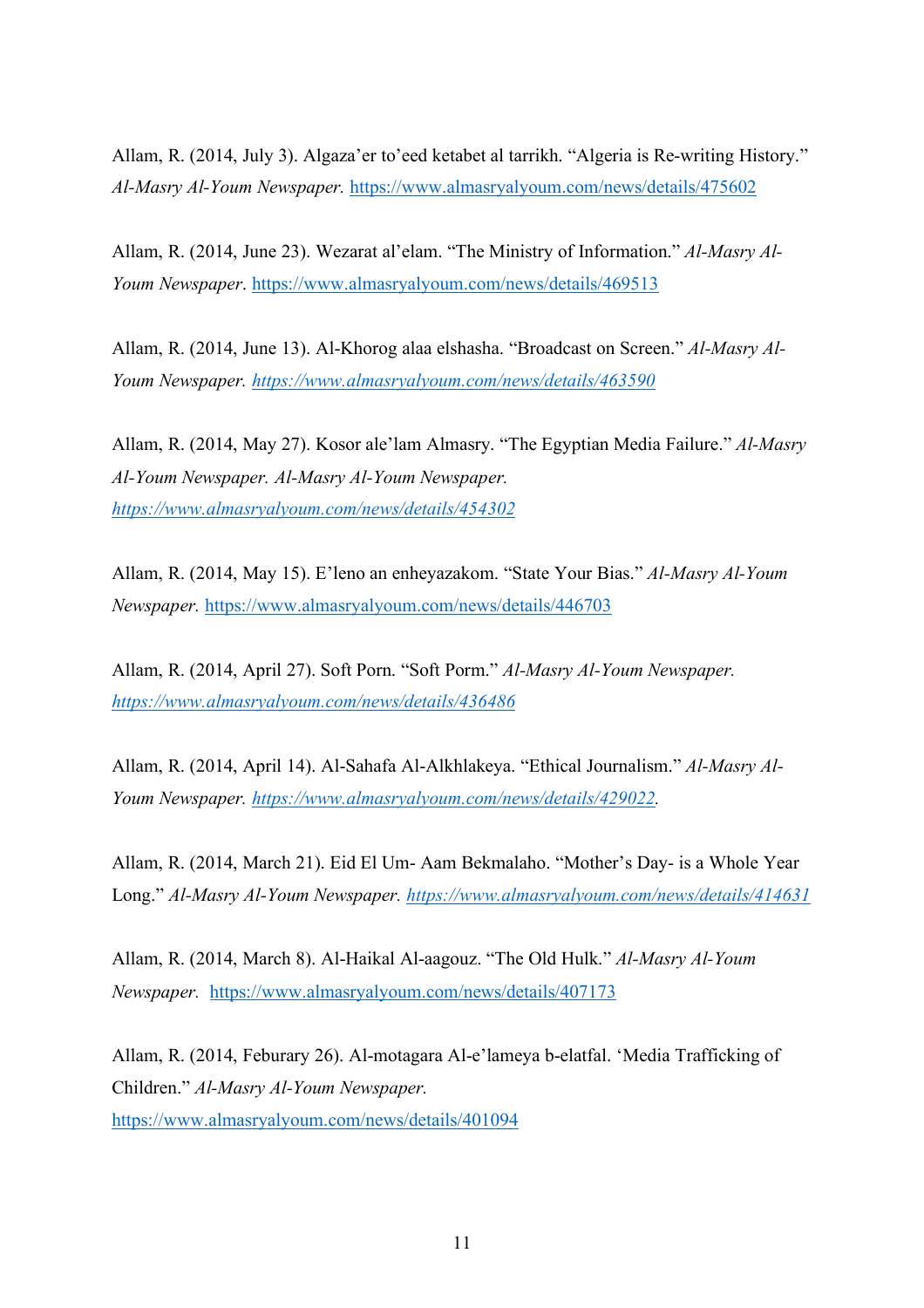Allam, R. (2014, July 3). Algaza'er to'eed ketabet al tarrikh. "Algeria is Re-writing History." *Al-Masry Al-Youm Newspaper.* https://www.almasryalyoum.com/news/details/475602

Allam, R. (2014, June 23). Wezarat al'elam. "The Ministry of Information." *Al-Masry Al-Youm Newspaper*. https://www.almasryalyoum.com/news/details/469513

Allam, R. (2014, June 13). Al-Khorog alaa elshasha. "Broadcast on Screen." *Al-Masry Al-Youm Newspaper. https://www.almasryalyoum.com/news/details/463590*

Allam, R. (2014, May 27). Kosor ale'lam Almasry. "The Egyptian Media Failure." *Al-Masry Al-Youm Newspaper. Al-Masry Al-Youm Newspaper. https://www.almasryalyoum.com/news/details/454302*

Allam, R. (2014, May 15). E'leno an enheyazakom. "State Your Bias." *Al-Masry Al-Youm Newspaper.* https://www.almasryalyoum.com/news/details/446703

Allam, R. (2014, April 27). Soft Porn. "Soft Porm." *Al-Masry Al-Youm Newspaper. https://www.almasryalyoum.com/news/details/436486*

Allam, R. (2014, April 14). Al-Sahafa Al-Alkhlakeya. "Ethical Journalism." *Al-Masry Al-Youm Newspaper. https://www.almasryalyoum.com/news/details/429022*.

Allam, R. (2014, March 21). Eid El Um- Aam Bekmalaho. "Mother's Day- is a Whole Year Long." *Al-Masry Al-Youm Newspaper. https://www.almasryalyoum.com/news/details/414631*

Allam, R. (2014, March 8). Al-Haikal Al-aagouz. "The Old Hulk." *Al-Masry Al-Youm Newspaper.* https://www.almasryalyoum.com/news/details/407173

Allam, R. (2014, Feburary 26). Al-motagara Al-e'lameya b-elatfal. 'Media Trafficking of Children." *Al-Masry Al-Youm Newspaper.* https://www.almasryalyoum.com/news/details/401094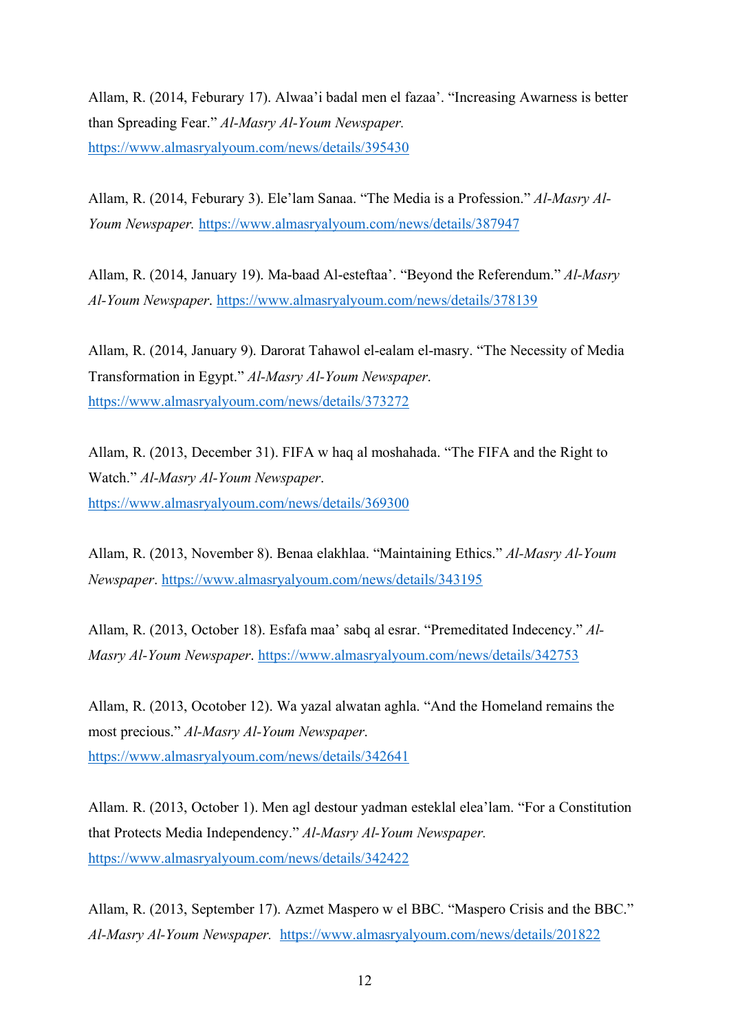Allam, R. (2014, Feburary 17). Alwaa'i badal men el fazaa'. "Increasing Awarness is better than Spreading Fear." *Al-Masry Al-Youm Newspaper.* https://www.almasryalyoum.com/news/details/395430

Allam, R. (2014, Feburary 3). Ele'lam Sanaa. "The Media is a Profession." *Al-Masry Al-Youm Newspaper.* https://www.almasryalyoum.com/news/details/387947

Allam, R. (2014, January 19). Ma-baad Al-esteftaa'. "Beyond the Referendum." *Al-Masry Al-Youm Newspaper*. https://www.almasryalyoum.com/news/details/378139

Allam, R. (2014, January 9). Darorat Tahawol el-ealam el-masry. "The Necessity of Media Transformation in Egypt." *Al-Masry Al-Youm Newspaper*. https://www.almasryalyoum.com/news/details/373272

Allam, R. (2013, December 31). FIFA w haq al moshahada. "The FIFA and the Right to Watch." *Al-Masry Al-Youm Newspaper*. https://www.almasryalyoum.com/news/details/369300

Allam, R. (2013, November 8). Benaa elakhlaa. "Maintaining Ethics." *Al-Masry Al-Youm Newspaper*. https://www.almasryalyoum.com/news/details/343195

Allam, R. (2013, October 18). Esfafa maa' sabq al esrar. "Premeditated Indecency." *Al-Masry Al-Youm Newspaper*. https://www.almasryalyoum.com/news/details/342753

Allam, R. (2013, Ocotober 12). Wa yazal alwatan aghla. "And the Homeland remains the most precious." *Al-Masry Al-Youm Newspaper*. https://www.almasryalyoum.com/news/details/342641

Allam. R. (2013, October 1). Men agl destour yadman esteklal elea'lam. "For a Constitution that Protects Media Independency." *Al-Masry Al-Youm Newspaper.* https://www.almasryalyoum.com/news/details/342422

Allam, R. (2013, September 17). Azmet Maspero w el BBC. "Maspero Crisis and the BBC." *Al-Masry Al-Youm Newspaper.* https://www.almasryalyoum.com/news/details/201822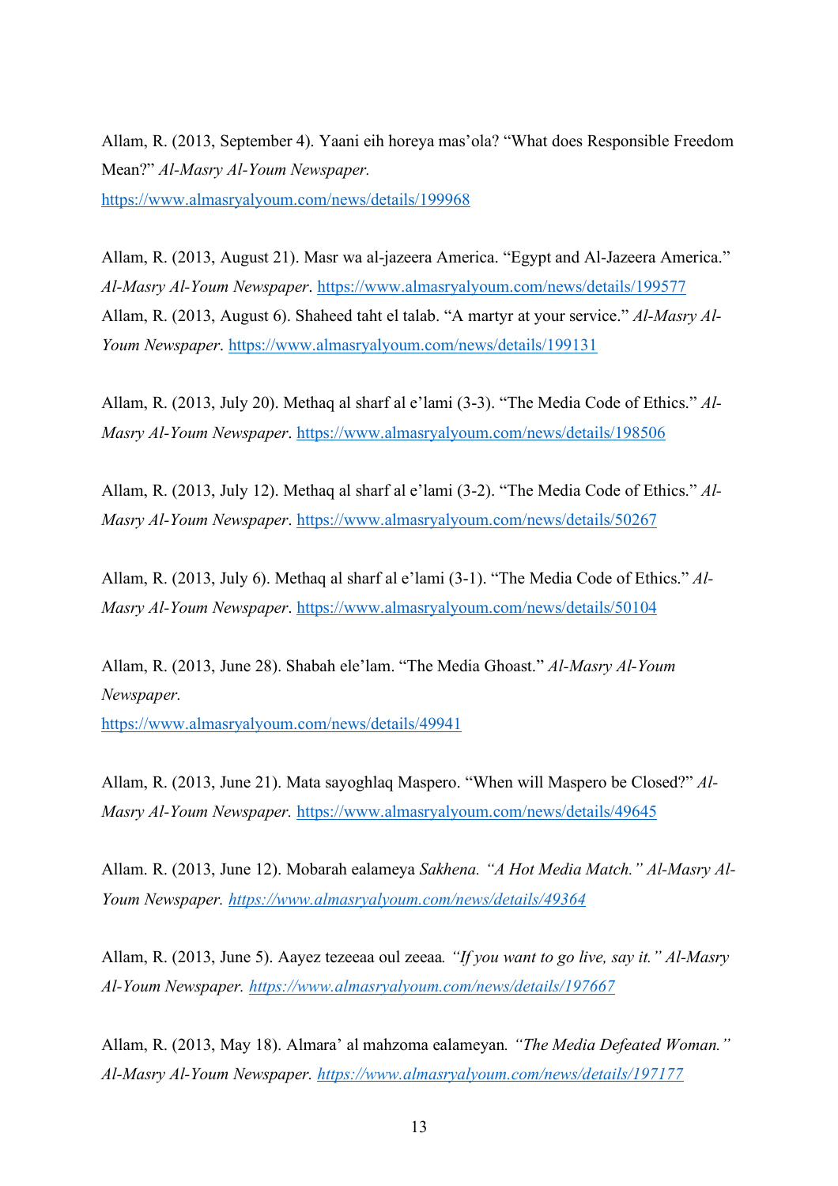Allam, R. (2013, September 4). Yaani eih horeya mas'ola? "What does Responsible Freedom Mean?" *Al-Masry Al-Youm Newspaper.* https://www.almasryalyoum.com/news/details/199968

Allam, R. (2013, August 21). Masr wa al-jazeera America. "Egypt and Al-Jazeera America." *Al-Masry Al-Youm Newspaper*. https://www.almasryalyoum.com/news/details/199577

Allam, R. (2013, August 6). Shaheed taht el talab. "A martyr at your service." *Al-Masry Al-Youm Newspaper*. https://www.almasryalyoum.com/news/details/199131

Allam, R. (2013, July 20). Methaq al sharf al e'lami (3-3). "The Media Code of Ethics." *Al-Masry Al-Youm Newspaper*. https://www.almasryalyoum.com/news/details/198506

Allam, R. (2013, July 12). Methaq al sharf al e'lami (3-2). "The Media Code of Ethics." *Al-Masry Al-Youm Newspaper*. https://www.almasryalyoum.com/news/details/50267

Allam, R. (2013, July 6). Methaq al sharf al e'lami (3-1). "The Media Code of Ethics." *Al-Masry Al-Youm Newspaper*. https://www.almasryalyoum.com/news/details/50104

Allam, R. (2013, June 28). Shabah ele'lam. "The Media Ghoast." *Al-Masry Al-Youm Newspaper.* https://www.almasryalyoum.com/news/details/49941

Allam, R. (2013, June 21). Mata sayoghlaq Maspero. "When will Maspero be Closed?" *Al-Masry Al-Youm Newspaper.* https://www.almasryalyoum.com/news/details/49645

Allam. R. (2013, June 12). Mobarah ealameya *Sakhena. "A Hot Media Match." Al-Masry Al-Youm Newspaper. https://www.almasryalyoum.com/news/details/49364*

Allam, R. (2013, June 5). Aayez tezeeaa oul zeeaa*. "If you want to go live, say it." Al-Masry Al-Youm Newspaper. https://www.almasryalyoum.com/news/details/197667*

Allam, R. (2013, May 18). Almara' al mahzoma ealameyan*. "The Media Defeated Woman." Al-Masry Al-Youm Newspaper. https://www.almasryalyoum.com/news/details/197177*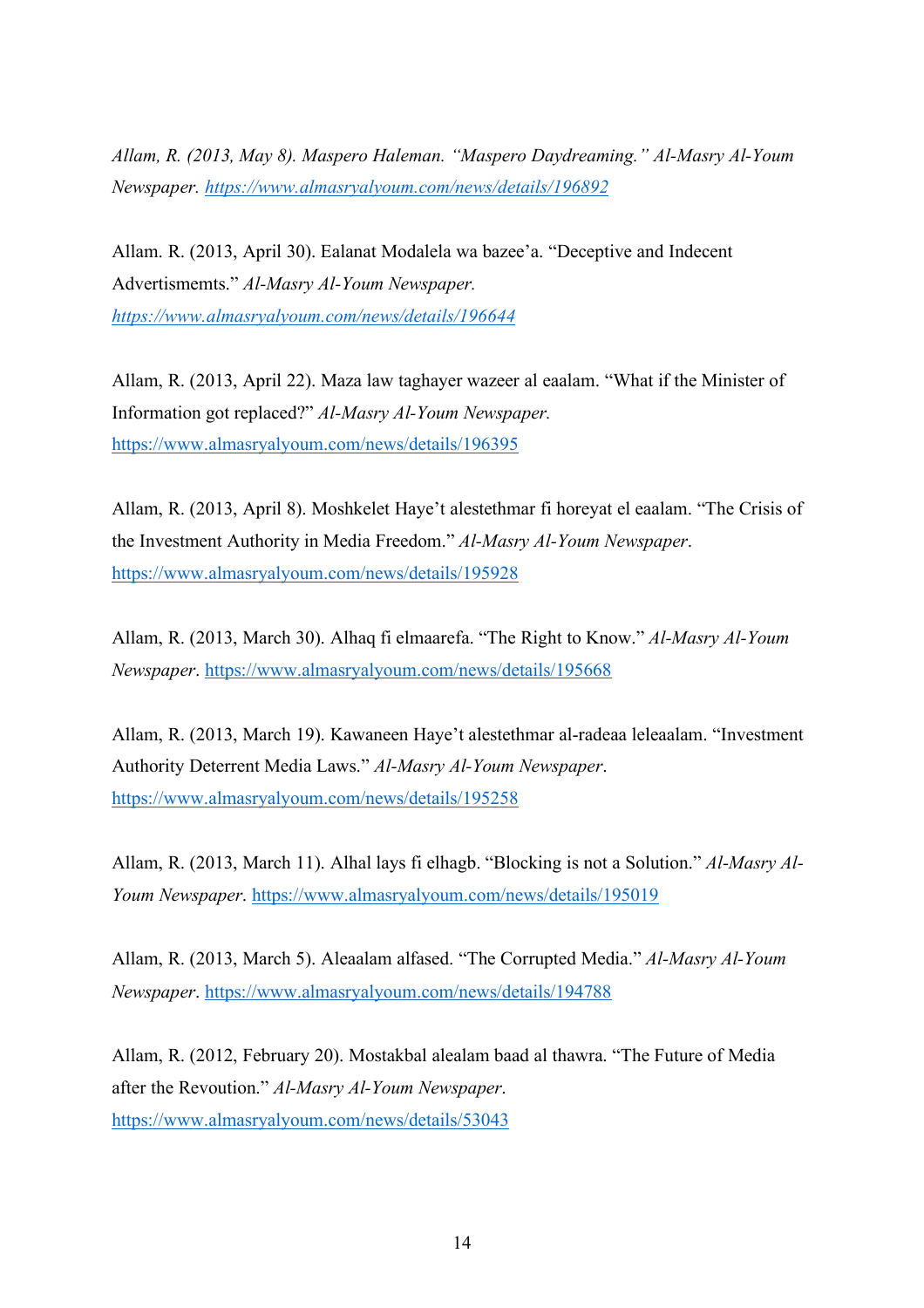*Allam, R. (2013, May 8). Maspero Haleman. "Maspero Daydreaming." Al-Masry Al-Youm Newspaper. https://www.almasryalyoum.com/news/details/196892*

Allam. R. (2013, April 30). Ealanat Modalela wa bazee'a. "Deceptive and Indecent Advertismemts." *Al-Masry Al-Youm Newspaper. https://www.almasryalyoum.com/news/details/196644*

Allam, R. (2013, April 22). Maza law taghayer wazeer al eaalam. "What if the Minister of Information got replaced?" *Al-Masry Al-Youm Newspaper.* https://www.almasryalyoum.com/news/details/196395

Allam, R. (2013, April 8). Moshkelet Haye't alestethmar fi horeyat el eaalam. "The Crisis of the Investment Authority in Media Freedom." *Al-Masry Al-Youm Newspaper*. https://www.almasryalyoum.com/news/details/195928

Allam, R. (2013, March 30). Alhaq fi elmaarefa. "The Right to Know." *Al-Masry Al-Youm Newspaper*. https://www.almasryalyoum.com/news/details/195668

Allam, R. (2013, March 19). Kawaneen Haye't alestethmar al-radeaa leleaalam. "Investment Authority Deterrent Media Laws." *Al-Masry Al-Youm Newspaper*. https://www.almasryalyoum.com/news/details/195258

Allam, R. (2013, March 11). Alhal lays fi elhagb. "Blocking is not a Solution." *Al-Masry Al-Youm Newspaper*. https://www.almasryalyoum.com/news/details/195019

Allam, R. (2013, March 5). Aleaalam alfased. "The Corrupted Media." *Al-Masry Al-Youm Newspaper*. https://www.almasryalyoum.com/news/details/194788

Allam, R. (2012, February 20). Mostakbal alealam baad al thawra. "The Future of Media after the Revoution." *Al-Masry Al-Youm Newspaper*. https://www.almasryalyoum.com/news/details/53043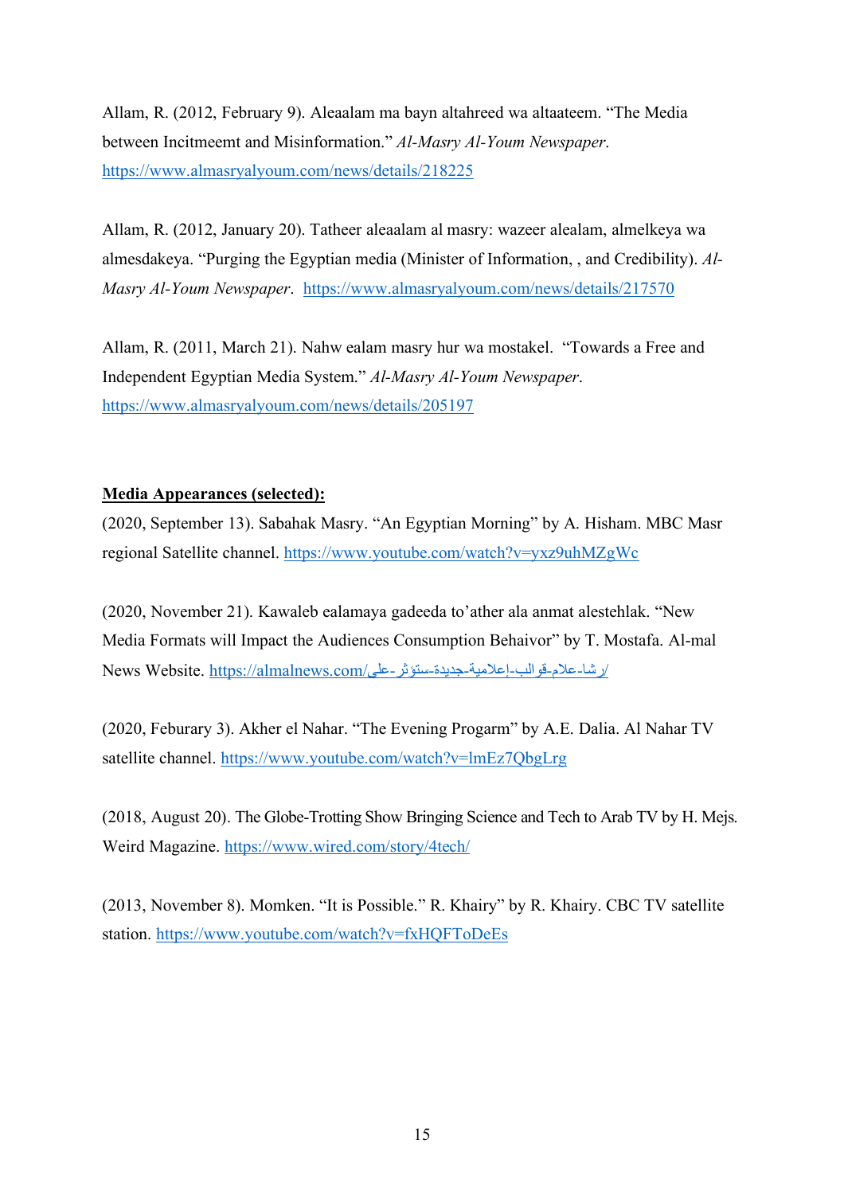Allam, R. (2012, February 9). Aleaalam ma bayn altahreed wa altaateem. “The Media between Incitmeemt and Misinformation.” *Al-Masry Al-Youm Newspaper*. https://www.almasryalyoum.com/news/details/218225

Allam, R. (2012, January 20). Tatheer aleaalam al masry: wazeer alealam, almelkeya wa almesdakeya. “Purging the Egyptian media (Minister of Information, , and Credibility). *Al-Masry Al-Youm Newspaper*. https://www.almasryalyoum.com/news/details/217570

Allam, R. (2011, March 21). Nahw ealam masry hur wa mostakel. “Towards a Free and Independent Egyptian Media System.” *Al-Masry Al-Youm Newspaper*. https://www.almasryalyoum.com/news/details/205197

**Media Appearances (selected):**

(2020, September 13). Sabahak Masry. “An Egyptian Morning” by A. Hisham. MBC Masr regional Satellite channel. https://www.youtube.com/watch?v=yxz9uhMZgWc

(2020, November 21). Kawaleb ealamaya gadeeda to’ather ala anmat alestehlak. “New Media Formats will Impact the Audiences Consumption Behaivor” by T. Mostafa. Al-mal News Website. https://almalnews.com/رشا-علام-قوالب-إعلامية-جديدة-ستؤثر-على/

(2020, Feburary 3). Akher el Nahar. “The Evening Progarm” by A.E. Dalia. Al Nahar TV satellite channel. https://www.youtube.com/watch?v=lmEz7QbgLrg

(2018, August 20). The Globe-Trotting Show Bringing Science and Tech to Arab TV by H. Mejs. Weird Magazine. https://www.wired.com/story/4tech/

(2013, November 8). Momken. “It is Possible.” R. Khairy” by R. Khairy. CBC TV satellite station. https://www.youtube.com/watch?v=fxHQFToDeEs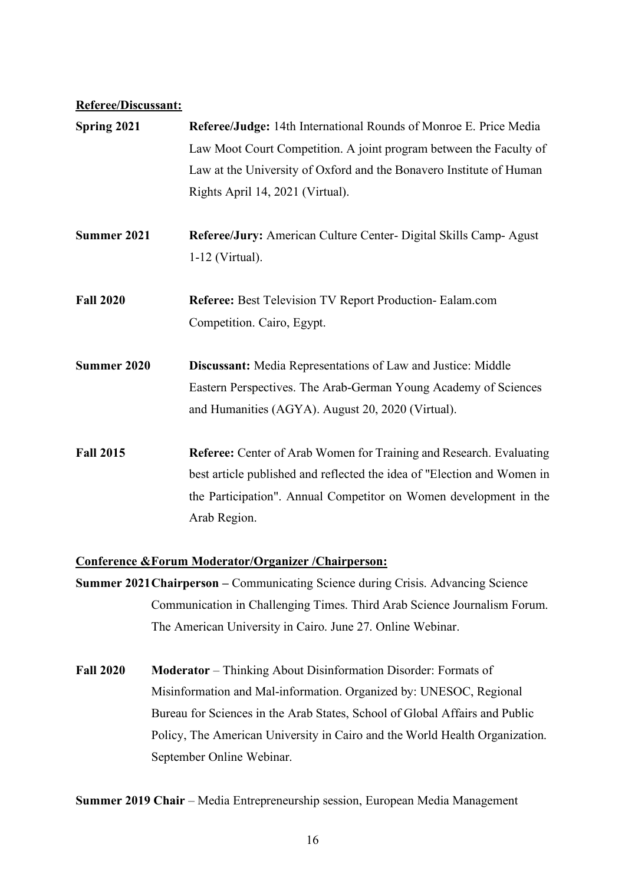**Referee/Discussant:**

**Spring 2021** **Referee/Judge:** 14th International Rounds of Monroe E. Price Media Law Moot Court Competition. A joint program between the Faculty of Law at the University of Oxford and the Bonavero Institute of Human Rights April 14, 2021 (Virtual).

**Summer 2021** **Referee/Jury:** American Culture Center- Digital Skills Camp- Agust 1-12 (Virtual).

**Fall 2020** **Referee:** Best Television TV Report Production- Ealam.com Competition. Cairo, Egypt.

**Summer 2020** **Discussant:** Media Representations of Law and Justice: Middle Eastern Perspectives. The Arab-German Young Academy of Sciences and Humanities (AGYA). August 20, 2020 (Virtual).

**Fall 2015** **Referee:** Center of Arab Women for Training and Research. Evaluating best article published and reflected the idea of "Election and Women in the Participation". Annual Competitor on Women development in the Arab Region.

**Conference &Forum Moderator/Organizer /Chairperson:**

**Summer 2021** **Chairperson –** Communicating Science during Crisis. Advancing Science Communication in Challenging Times. Third Arab Science Journalism Forum. The American University in Cairo. June 27. Online Webinar.

**Fall 2020** **Moderator** – Thinking About Disinformation Disorder: Formats of Misinformation and Mal-information. Organized by: UNESOC, Regional Bureau for Sciences in the Arab States, School of Global Affairs and Public Policy, The American University in Cairo and the World Health Organization. September Online Webinar.

**Summer 2019 Chair** – Media Entrepreneurship session, European Media Management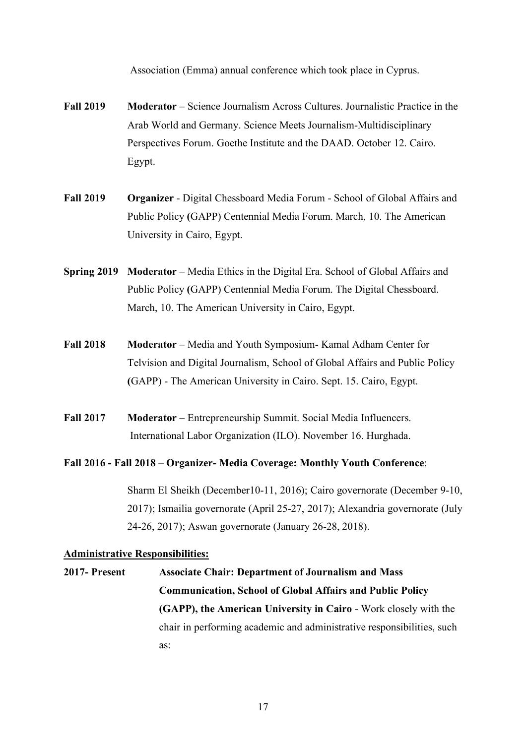Association (Emma) annual conference which took place in Cyprus.

**Fall 2019** **Moderator** – Science Journalism Across Cultures. Journalistic Practice in the Arab World and Germany. Science Meets Journalism-Multidisciplinary Perspectives Forum. Goethe Institute and the DAAD. October 12. Cairo. Egypt.

**Fall 2019** **Organizer** - Digital Chessboard Media Forum - School of Global Affairs and Public Policy (GAPP) Centennial Media Forum. March, 10. The American University in Cairo, Egypt.

**Spring 2019** **Moderator** – Media Ethics in the Digital Era. School of Global Affairs and Public Policy (GAPP) Centennial Media Forum. The Digital Chessboard. March, 10. The American University in Cairo, Egypt.

**Fall 2018** **Moderator** – Media and Youth Symposium- Kamal Adham Center for Telvision and Digital Journalism, School of Global Affairs and Public Policy (GAPP) - The American University in Cairo. Sept. 15. Cairo, Egypt.

**Fall 2017** **Moderator –** Entrepreneurship Summit. Social Media Influencers. International Labor Organization (ILO). November 16. Hurghada.

**Fall 2016 - Fall 2018 – Organizer- Media Coverage: Monthly Youth Conference**:

Sharm El Sheikh (December10-11, 2016); Cairo governorate (December 9-10, 2017); Ismailia governorate (April 25-27, 2017); Alexandria governorate (July 24-26, 2017); Aswan governorate (January 26-28, 2018).

**Administrative Responsibilities:**

**2017- Present** **Associate Chair: Department of Journalism and Mass Communication, School of Global Affairs and Public Policy (GAPP), the American University in Cairo** - Work closely with the chair in performing academic and administrative responsibilities, such as: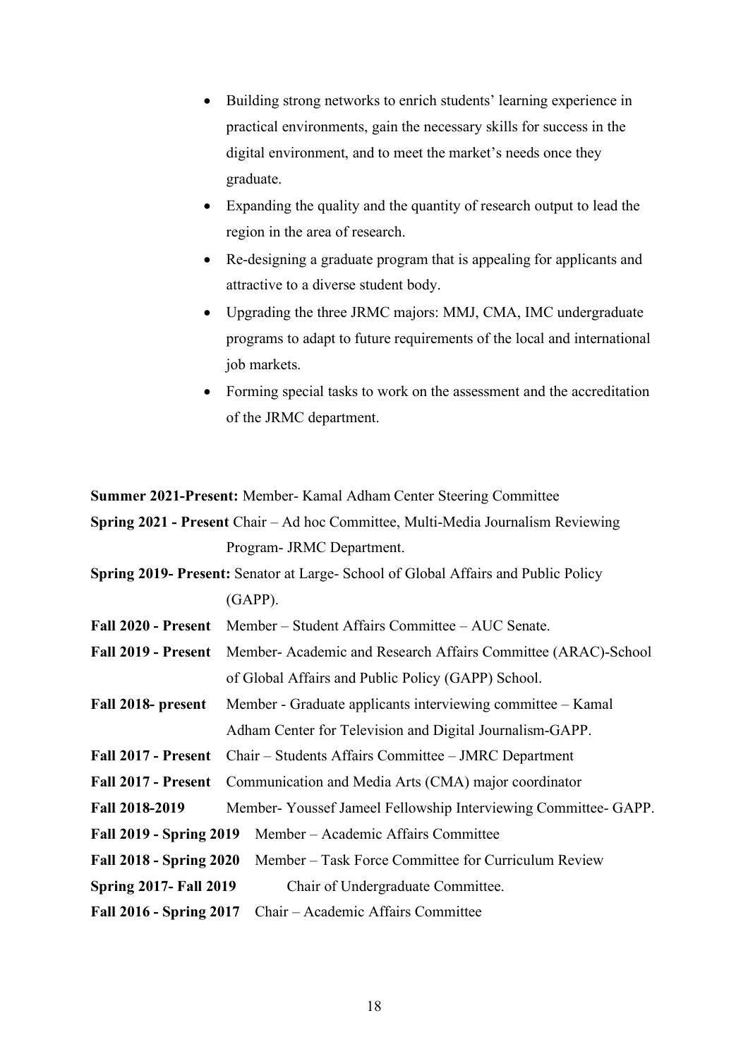- Building strong networks to enrich students' learning experience in practical environments, gain the necessary skills for success in the digital environment, and to meet the market's needs once they graduate.
- Expanding the quality and the quantity of research output to lead the region in the area of research.
- Re-designing a graduate program that is appealing for applicants and attractive to a diverse student body.
- Upgrading the three JRMC majors: MMJ, CMA, IMC undergraduate programs to adapt to future requirements of the local and international job markets.
- Forming special tasks to work on the assessment and the accreditation of the JRMC department.

**Summer 2021-Present:** Member- Kamal Adham Center Steering Committee

**Spring 2021 - Present** Chair – Ad hoc Committee, Multi-Media Journalism Reviewing Program- JRMC Department.

**Spring 2019- Present:** Senator at Large- School of Global Affairs and Public Policy (GAPP).

**Fall 2020 - Present** Member – Student Affairs Committee – AUC Senate.

**Fall 2019 - Present** Member- Academic and Research Affairs Committee (ARAC)-School of Global Affairs and Public Policy (GAPP) School.

**Fall 2018- present** Member - Graduate applicants interviewing committee – Kamal Adham Center for Television and Digital Journalism-GAPP.

**Fall 2017 - Present** Chair – Students Affairs Committee – JMRC Department

**Fall 2017 - Present** Communication and Media Arts (CMA) major coordinator

**Fall 2018-2019** Member- Youssef Jameel Fellowship Interviewing Committee- GAPP.

**Fall 2019 - Spring 2019** Member – Academic Affairs Committee

**Fall 2018 - Spring 2020** Member – Task Force Committee for Curriculum Review

**Spring 2017- Fall 2019** Chair of Undergraduate Committee.

**Fall 2016 - Spring 2017** Chair – Academic Affairs Committee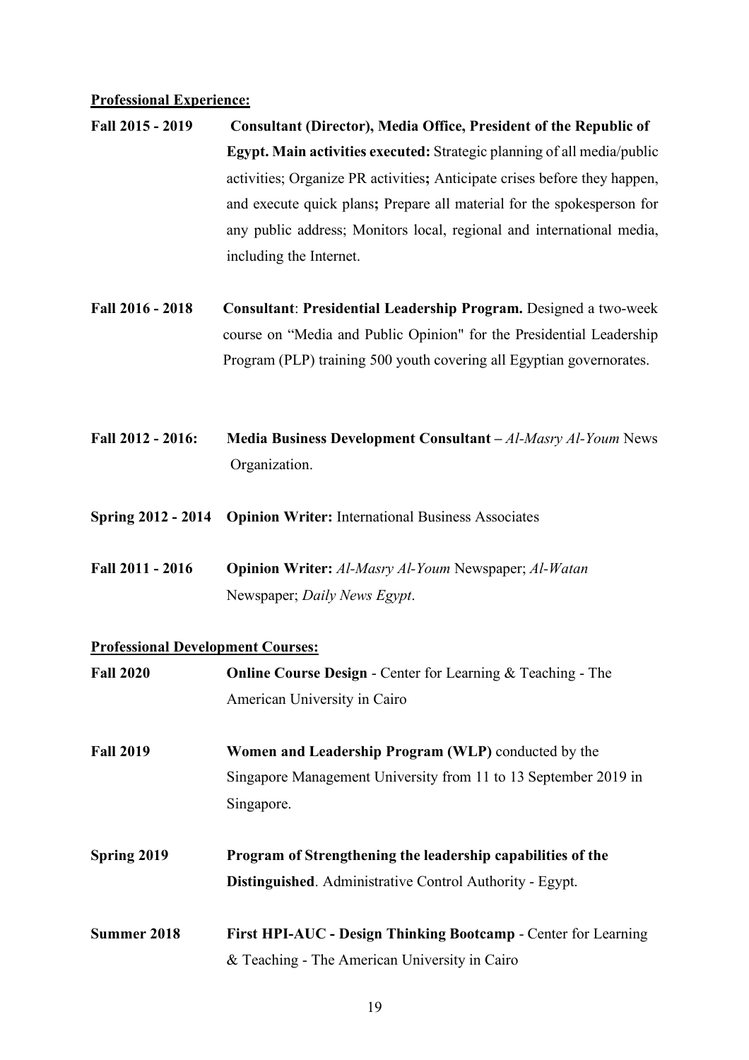**Professional Experience:**

**Fall 2015 - 2019** **Consultant (Director), Media Office, President of the Republic of Egypt. Main activities executed:** Strategic planning of all media/public activities; Organize PR activities**;** Anticipate crises before they happen, and execute quick plans**;** Prepare all material for the spokesperson for any public address; Monitors local, regional and international media, including the Internet.

**Fall 2016 - 2018** **Consultant**: **Presidential Leadership Program.** Designed a two-week course on "Media and Public Opinion" for the Presidential Leadership Program (PLP) training 500 youth covering all Egyptian governorates.

**Fall 2012 - 2016:** **Media Business Development Consultant –** ***Al-Masry Al-Youm*** **News** Organization.

**Spring 2012 - 2014** **Opinion Writer:** International Business Associates

**Fall 2011 - 2016** **Opinion Writer:** *Al-Masry Al-Youm* Newspaper; *Al-Watan* Newspaper; *Daily News Egypt*.

**Professional Development Courses:**

**Fall 2020** **Online Course Design** - Center for Learning & Teaching - The American University in Cairo

**Fall 2019** **Women and Leadership Program (WLP)** conducted by the Singapore Management University from 11 to 13 September 2019 in Singapore.

**Spring 2019** **Program of Strengthening the leadership capabilities of the Distinguished**. Administrative Control Authority - Egypt.

**Summer 2018** **First HPI-AUC - Design Thinking Bootcamp** - Center for Learning & Teaching - The American University in Cairo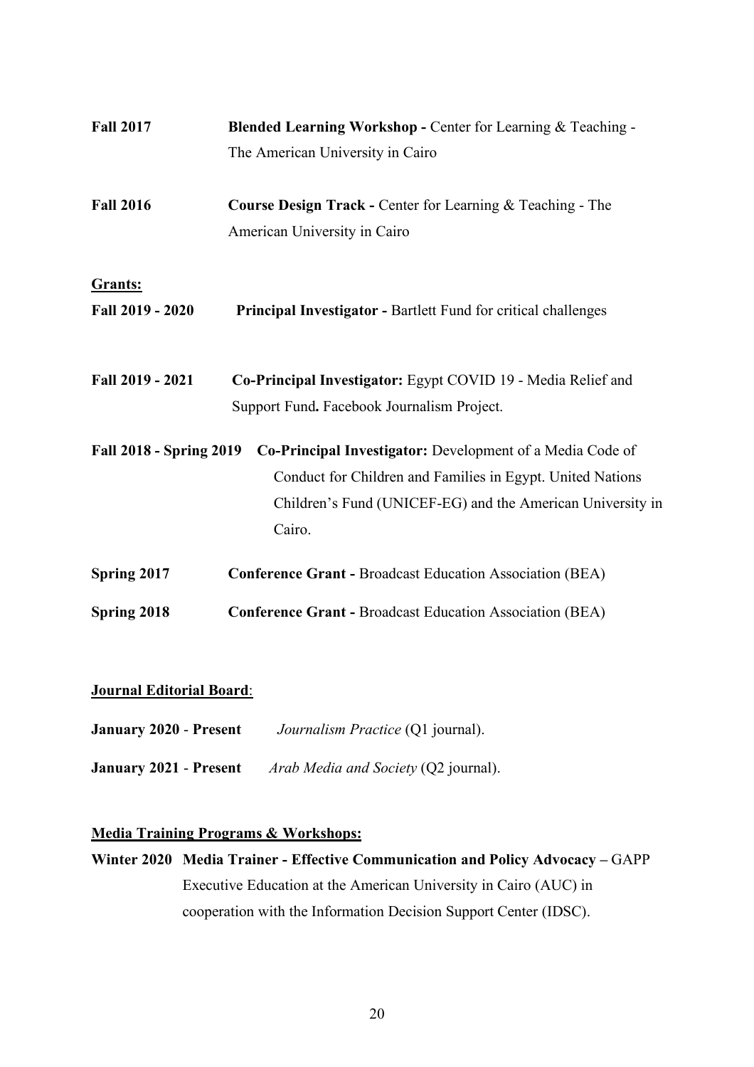**Fall 2017** **Blended Learning Workshop -** Center for Learning & Teaching - The American University in Cairo

**Fall 2016** **Course Design Track -** Center for Learning & Teaching - The American University in Cairo

**Grants:**

**Fall 2019 - 2020** **Principal Investigator -** Bartlett Fund for critical challenges

**Fall 2019 - 2021** **Co-Principal Investigator:** Egypt COVID 19 - Media Relief and Support Fund**.** Facebook Journalism Project.

**Fall 2018 - Spring 2019** **Co-Principal Investigator:** Development of a Media Code of Conduct for Children and Families in Egypt. United Nations Children's Fund (UNICEF-EG) and the American University in Cairo.

**Spring 2017** **Conference Grant -** Broadcast Education Association (BEA)

**Spring 2018** **Conference Grant -** Broadcast Education Association (BEA)

**Journal Editorial Board**:

**January 2020** - **Present** *Journalism Practice* (Q1 journal).

**January 2021** - **Present** *Arab Media and Society* (Q2 journal).

**Media Training Programs & Workshops:**

**Winter 2020** **Media Trainer - Effective Communication and Policy Advocacy –** GAPP Executive Education at the American University in Cairo (AUC) in cooperation with the Information Decision Support Center (IDSC).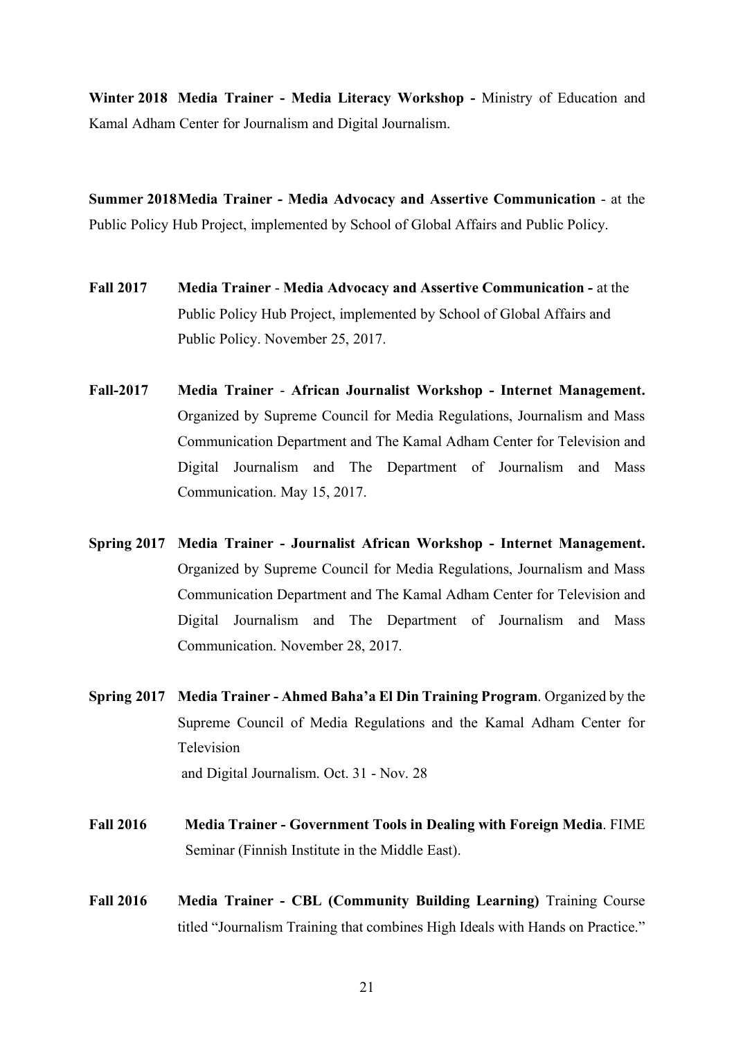**Winter 2018 Media Trainer - Media Literacy Workshop -** Ministry of Education and Kamal Adham Center for Journalism and Digital Journalism.

**Summer 2018 Media Trainer - Media Advocacy and Assertive Communication** - at the Public Policy Hub Project, implemented by School of Global Affairs and Public Policy.

**Fall 2017** **Media Trainer** - **Media Advocacy and Assertive Communication -** at the Public Policy Hub Project, implemented by School of Global Affairs and Public Policy. November 25, 2017.

**Fall-2017** **Media Trainer** - **African Journalist Workshop - Internet Management.** Organized by Supreme Council for Media Regulations, Journalism and Mass Communication Department and The Kamal Adham Center for Television and Digital Journalism and The Department of Journalism and Mass Communication. May 15, 2017.

**Spring 2017** **Media Trainer - Journalist African Workshop - Internet Management.** Organized by Supreme Council for Media Regulations, Journalism and Mass Communication Department and The Kamal Adham Center for Television and Digital Journalism and The Department of Journalism and Mass Communication. November 28, 2017.

**Spring 2017** **Media Trainer - Ahmed Baha'a El Din Training Program**. Organized by the Supreme Council of Media Regulations and the Kamal Adham Center for Television and Digital Journalism. Oct. 31 - Nov. 28

**Fall 2016** **Media Trainer - Government Tools in Dealing with Foreign Media**. FIME Seminar (Finnish Institute in the Middle East).

**Fall 2016** **Media Trainer - CBL (Community Building Learning)** Training Course titled "Journalism Training that combines High Ideals with Hands on Practice."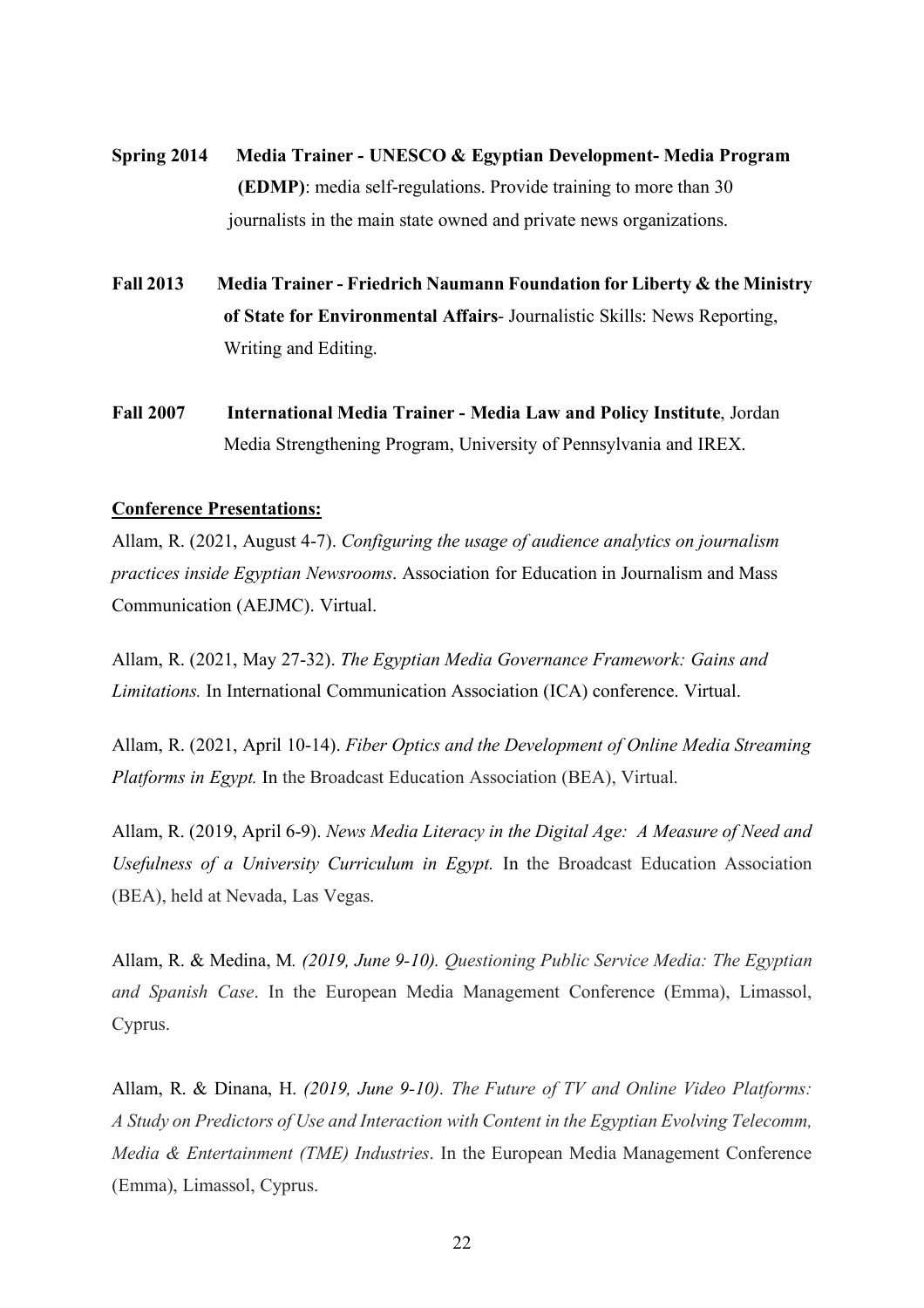**Spring 2014** **Media Trainer - UNESCO & Egyptian Development- Media Program (EDMP)**: media self-regulations. Provide training to more than 30 journalists in the main state owned and private news organizations.

**Fall 2013** **Media Trainer - Friedrich Naumann Foundation for Liberty & the Ministry of State for Environmental Affairs**- Journalistic Skills: News Reporting, Writing and Editing.

**Fall 2007** **International Media Trainer - Media Law and Policy Institute**, Jordan Media Strengthening Program, University of Pennsylvania and IREX.

**Conference Presentations:**

Allam, R. (2021, August 4-7). *Configuring the usage of audience analytics on journalism practices inside Egyptian Newsrooms*. Association for Education in Journalism and Mass Communication (AEJMC). Virtual.

Allam, R. (2021, May 27-32). *The Egyptian Media Governance Framework: Gains and Limitations.* In International Communication Association (ICA) conference. Virtual.

Allam, R. (2021, April 10-14). *Fiber Optics and the Development of Online Media Streaming Platforms in Egypt.* In the Broadcast Education Association (BEA), Virtual.

Allam, R. (2019, April 6-9). *News Media Literacy in the Digital Age: A Measure of Need and Usefulness of a University Curriculum in Egypt.* In the Broadcast Education Association (BEA), held at Nevada, Las Vegas.

Allam, R. & Medina, M. *(2019, June 9-10). Questioning Public Service Media: The Egyptian and Spanish Case*. In the European Media Management Conference (Emma), Limassol, Cyprus.

Allam, R. & Dinana, H. *(2019, June 9-10). The Future of TV and Online Video Platforms: A Study on Predictors of Use and Interaction with Content in the Egyptian Evolving Telecomm, Media & Entertainment (TME) Industries*. In the European Media Management Conference (Emma), Limassol, Cyprus.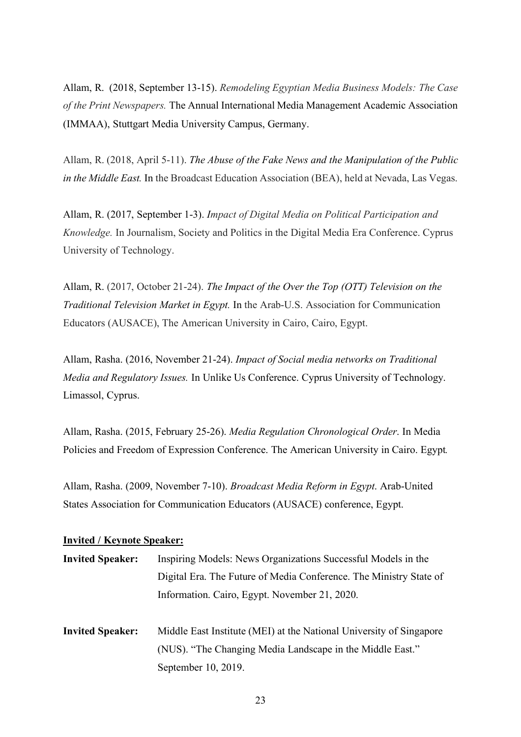Allam, R. (2018, September 13-15). *Remodeling Egyptian Media Business Models: The Case of the Print Newspapers.* The Annual International Media Management Academic Association (IMMAA), Stuttgart Media University Campus, Germany.

Allam, R. (2018, April 5-11). *The Abuse of the Fake News and the Manipulation of the Public in the Middle East.* In the Broadcast Education Association (BEA), held at Nevada, Las Vegas.

Allam, R. (2017, September 1-3). *Impact of Digital Media on Political Participation and Knowledge.* In Journalism, Society and Politics in the Digital Media Era Conference. Cyprus University of Technology.

Allam, R. (2017, October 21-24). *The Impact of the Over the Top (OTT) Television on the Traditional Television Market in Egypt.* In the Arab-U.S. Association for Communication Educators (AUSACE), The American University in Cairo, Cairo, Egypt.

Allam, Rasha. (2016, November 21-24). *Impact of Social media networks on Traditional Media and Regulatory Issues.* In Unlike Us Conference. Cyprus University of Technology. Limassol, Cyprus.

Allam, Rasha. (2015, February 25-26). *Media Regulation Chronological Order*. In Media Policies and Freedom of Expression Conference. The American University in Cairo. Egypt.

Allam, Rasha. (2009, November 7-10). *Broadcast Media Reform in Egypt*. Arab-United States Association for Communication Educators (AUSACE) conference, Egypt.

**Invited / Keynote Speaker:**

**Invited Speaker:** Inspiring Models: News Organizations Successful Models in the Digital Era. The Future of Media Conference. The Ministry State of Information. Cairo, Egypt. November 21, 2020.

**Invited Speaker:** Middle East Institute (MEI) at the National University of Singapore (NUS). "The Changing Media Landscape in the Middle East." September 10, 2019.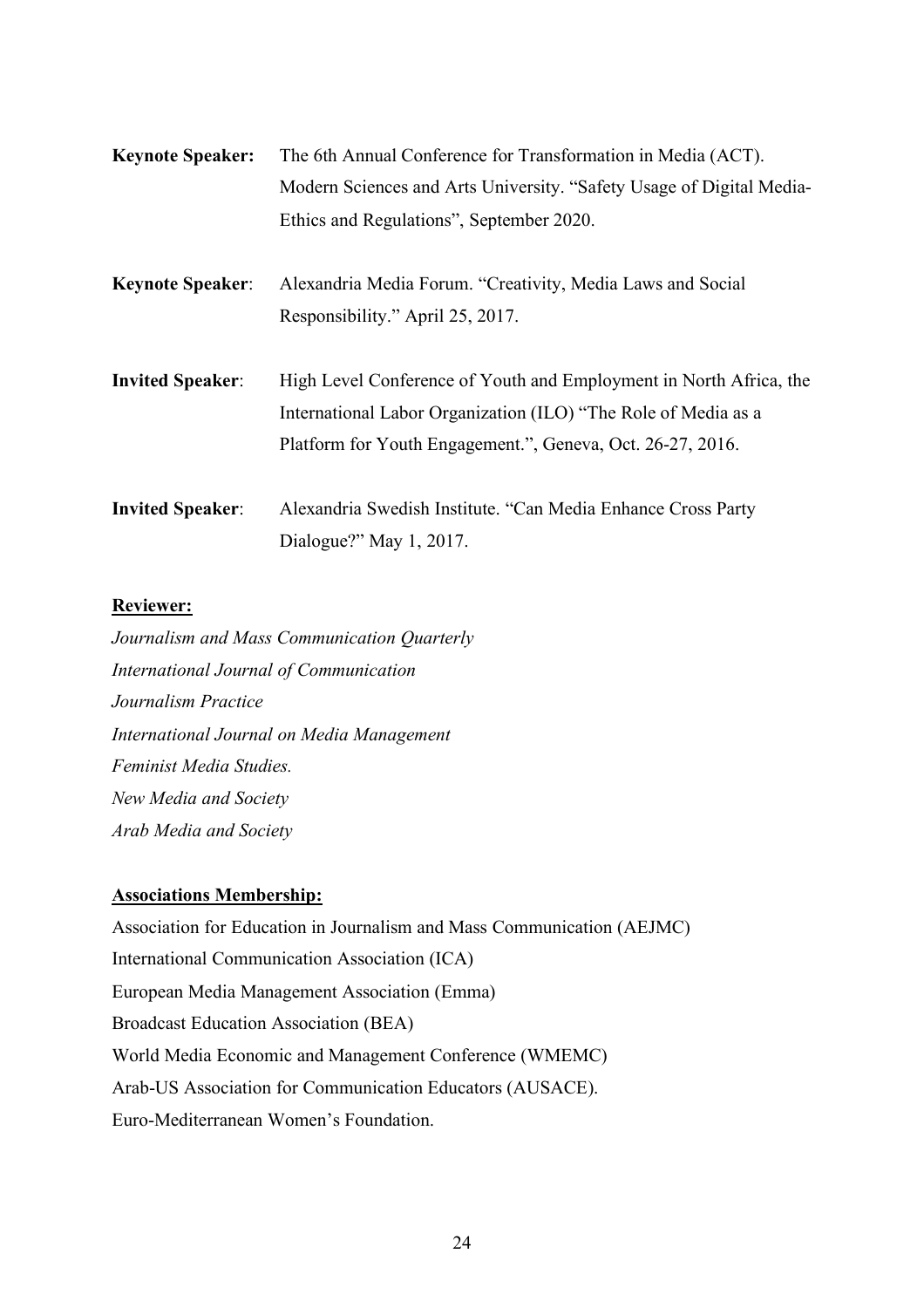**Keynote Speaker:** The 6th Annual Conference for Transformation in Media (ACT). Modern Sciences and Arts University. "Safety Usage of Digital Media- Ethics and Regulations", September 2020.

**Keynote Speaker**: Alexandria Media Forum. "Creativity, Media Laws and Social Responsibility." April 25, 2017.

**Invited Speaker**: High Level Conference of Youth and Employment in North Africa, the International Labor Organization (ILO) "The Role of Media as a Platform for Youth Engagement.", Geneva, Oct. 26-27, 2016.

**Invited Speaker**: Alexandria Swedish Institute. "Can Media Enhance Cross Party Dialogue?" May 1, 2017.

**Reviewer:**

*Journalism and Mass Communication Quarterly*
*International Journal of Communication*
*Journalism Practice*
*International Journal on Media Management*
*Feminist Media Studies.*
*New Media and Society*
*Arab Media and Society*

**Associations Membership:**

Association for Education in Journalism and Mass Communication (AEJMC)
International Communication Association (ICA)
European Media Management Association (Emma)
Broadcast Education Association (BEA)
World Media Economic and Management Conference (WMEMC)
Arab-US Association for Communication Educators (AUSACE).
Euro-Mediterranean Women's Foundation.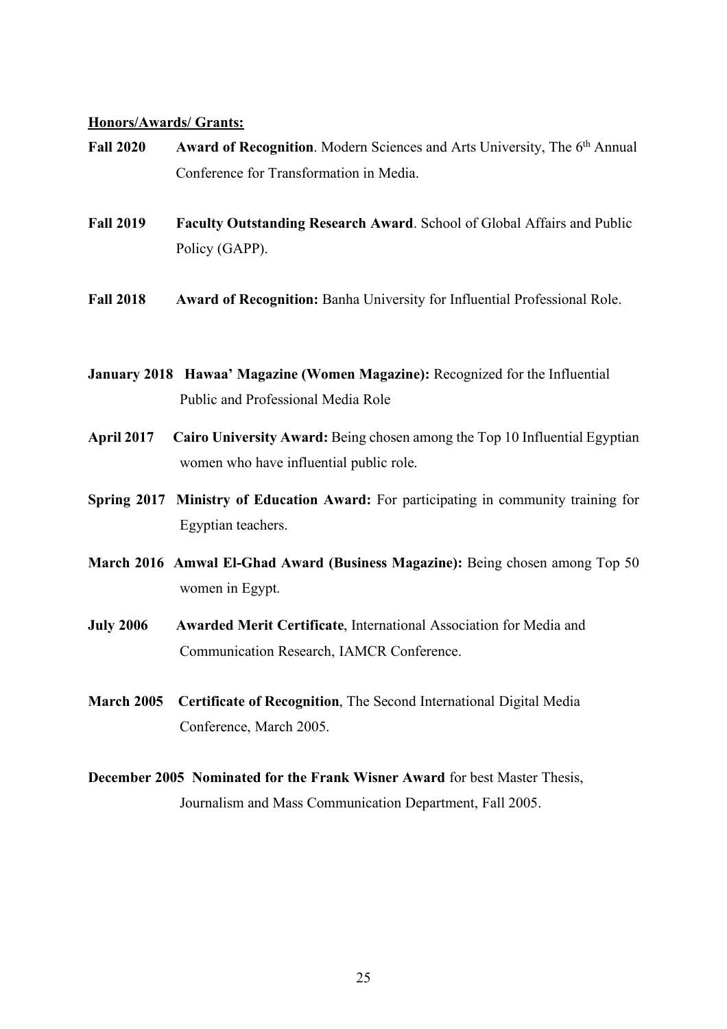**Honors/Awards/ Grants:**

**Fall 2020** **Award of Recognition**. Modern Sciences and Arts University, The 6th Annual Conference for Transformation in Media.

**Fall 2019** **Faculty Outstanding Research Award**. School of Global Affairs and Public Policy (GAPP).

**Fall 2018** **Award of Recognition:** Banha University for Influential Professional Role.

**January 2018** **Hawaa' Magazine (Women Magazine):** Recognized for the Influential Public and Professional Media Role

**April 2017** **Cairo University Award:** Being chosen among the Top 10 Influential Egyptian women who have influential public role.

**Spring 2017** **Ministry of Education Award:** For participating in community training for Egyptian teachers.

**March 2016** **Amwal El-Ghad Award (Business Magazine):** Being chosen among Top 50 women in Egypt.

**July 2006** **Awarded Merit Certificate**, International Association for Media and Communication Research, IAMCR Conference.

**March 2005** **Certificate of Recognition**, The Second International Digital Media Conference, March 2005.

**December 2005** **Nominated for the Frank Wisner Award** for best Master Thesis, Journalism and Mass Communication Department, Fall 2005.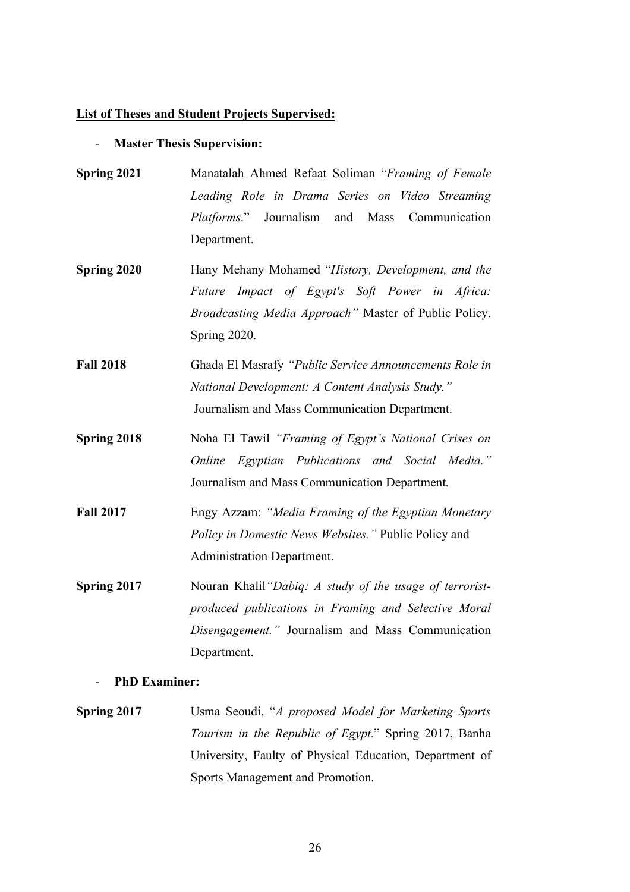**<u>List of Theses and Student Projects Supervised:</u>**

- **Master Thesis Supervision:**

**Spring 2021** Manatalah Ahmed Refaat Soliman "*Framing of Female Leading Role in Drama Series on Video Streaming Platforms*." Journalism and Mass Communication Department.

**Spring 2020** Hany Mehany Mohamed "*History, Development, and the Future Impact of Egypt's Soft Power in Africa: Broadcasting Media Approach"* Master of Public Policy. Spring 2020.

**Fall 2018** Ghada El Masrafy *"Public Service Announcements Role in National Development: A Content Analysis Study."* Journalism and Mass Communication Department.

**Spring 2018** Noha El Tawil *"Framing of Egypt's National Crises on Online Egyptian Publications and Social Media."* Journalism and Mass Communication Department.

**Fall 2017** Engy Azzam: *"Media Framing of the Egyptian Monetary Policy in Domestic News Websites."* Public Policy and Administration Department.

**Spring 2017** Nouran Khalil*"Dabiq: A study of the usage of terrorist-produced publications in Framing and Selective Moral Disengagement."* Journalism and Mass Communication Department.

- **PhD Examiner:**

**Spring 2017** Usma Seoudi, "*A proposed Model for Marketing Sports Tourism in the Republic of Egypt*." Spring 2017, Banha University, Faulty of Physical Education, Department of Sports Management and Promotion.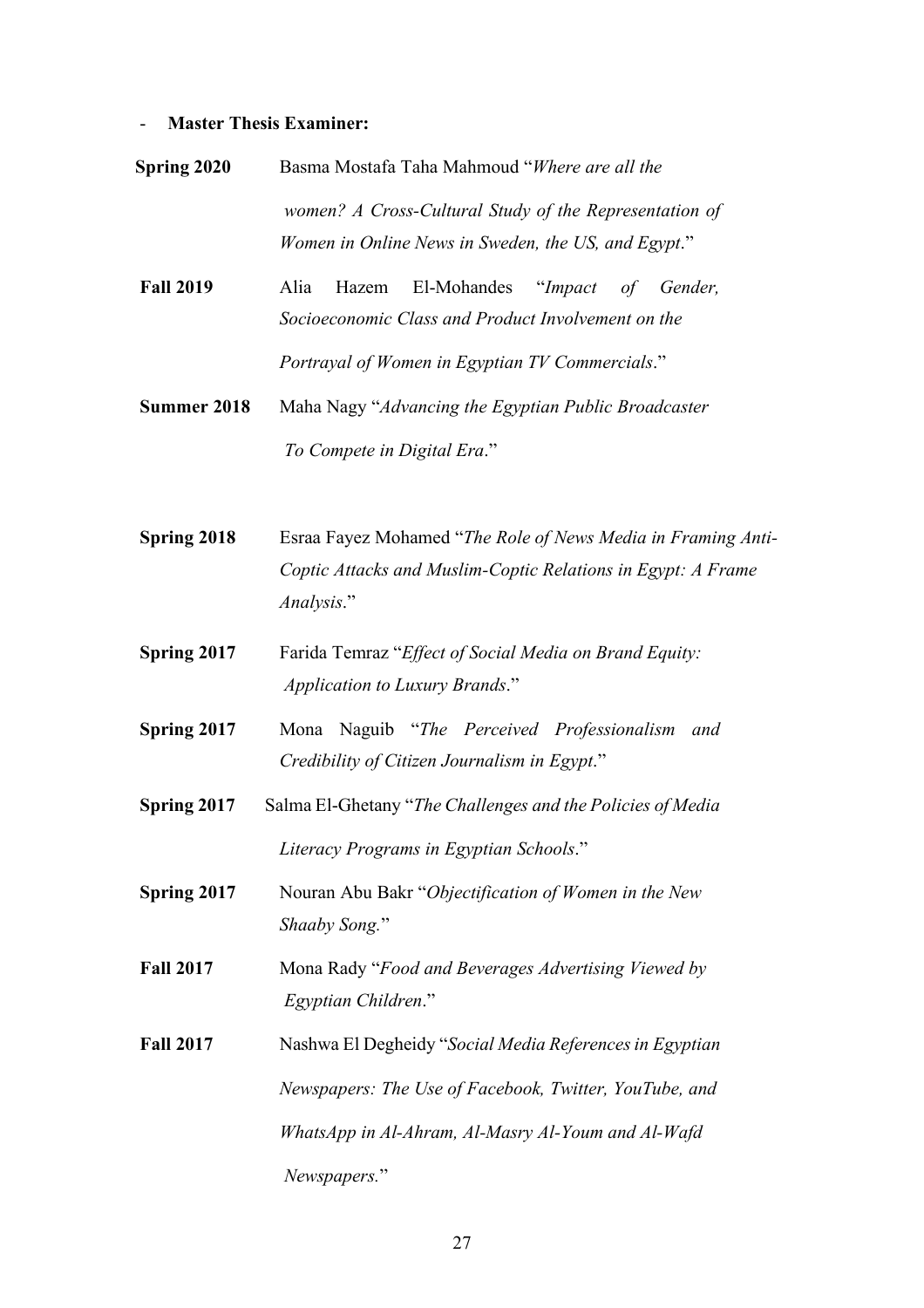- **Master Thesis Examiner:**

**Spring 2020** Basma Mostafa Taha Mahmoud "*Where are all the women? A Cross-Cultural Study of the Representation of Women in Online News in Sweden, the US, and Egypt*."

**Fall 2019** Alia Hazem El-Mohandes "*Impact of Gender, Socioeconomic Class and Product Involvement on the Portrayal of Women in Egyptian TV Commercials*."

**Summer 2018** Maha Nagy "*Advancing the Egyptian Public Broadcaster To Compete in Digital Era*."

**Spring 2018** Esraa Fayez Mohamed "*The Role of News Media in Framing Anti-Coptic Attacks and Muslim-Coptic Relations in Egypt: A Frame Analysis*."

**Spring 2017** Farida Temraz "*Effect of Social Media on Brand Equity: Application to Luxury Brands*."

**Spring 2017** Mona Naguib "*The Perceived Professionalism and Credibility of Citizen Journalism in Egypt*."

**Spring 2017** Salma El-Ghetany "*The Challenges and the Policies of Media Literacy Programs in Egyptian Schools*."

**Spring 2017** Nouran Abu Bakr "*Objectification of Women in the New Shaaby Song.*"

**Fall 2017** Mona Rady "*Food and Beverages Advertising Viewed by Egyptian Children*."

**Fall 2017** Nashwa El Degheidy "*Social Media References in Egyptian Newspapers: The Use of Facebook, Twitter, YouTube, and WhatsApp in Al-Ahram, Al-Masry Al-Youm and Al-Wafd Newspapers.*"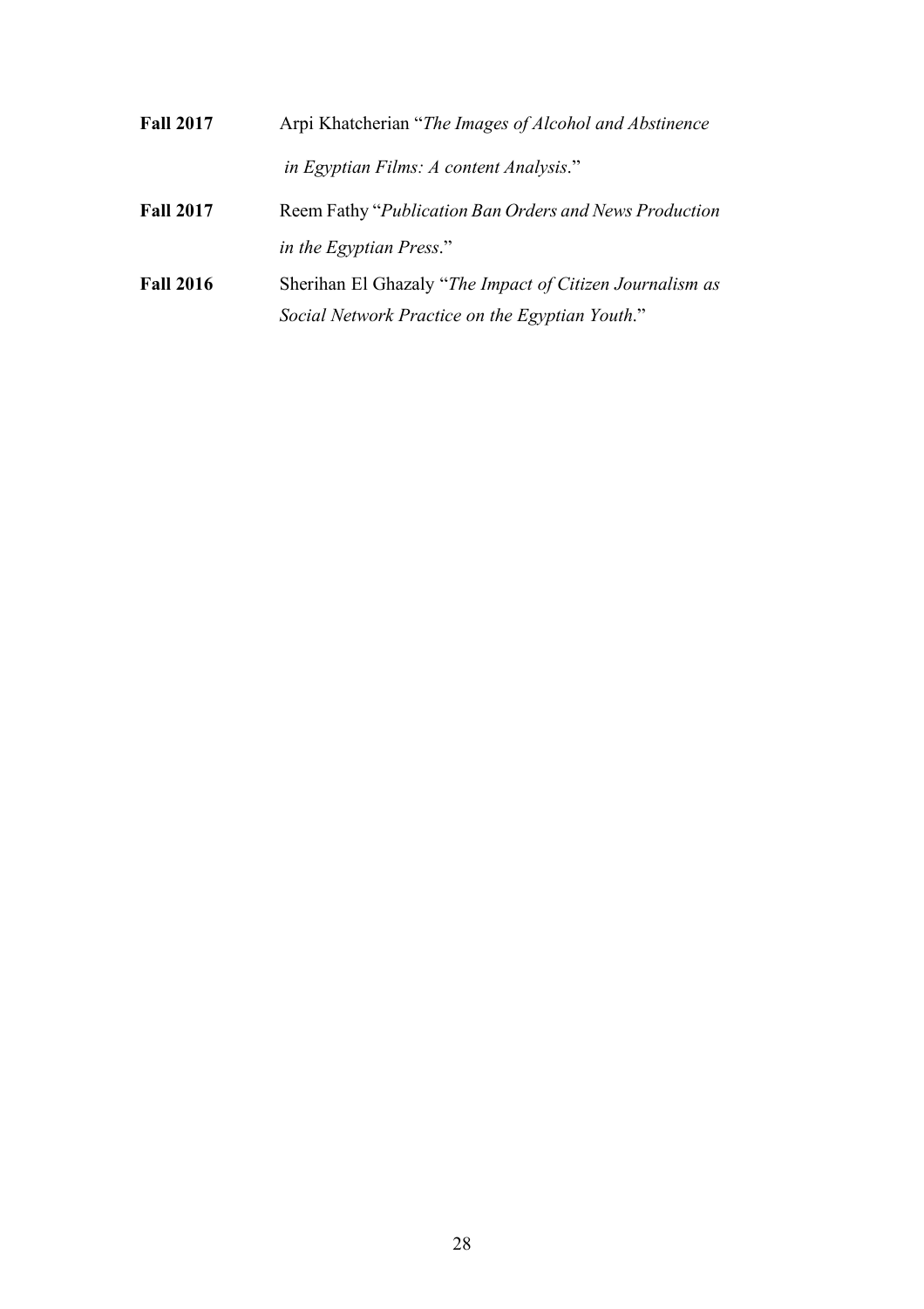**Fall 2017** Arpi Khatcherian "*The Images of Alcohol and Abstinence in Egyptian Films: A content Analysis*."

**Fall 2017** Reem Fathy "*Publication Ban Orders and News Production in the Egyptian Press*."

**Fall 2016** Sherihan El Ghazaly "*The Impact of Citizen Journalism as Social Network Practice on the Egyptian Youth*."